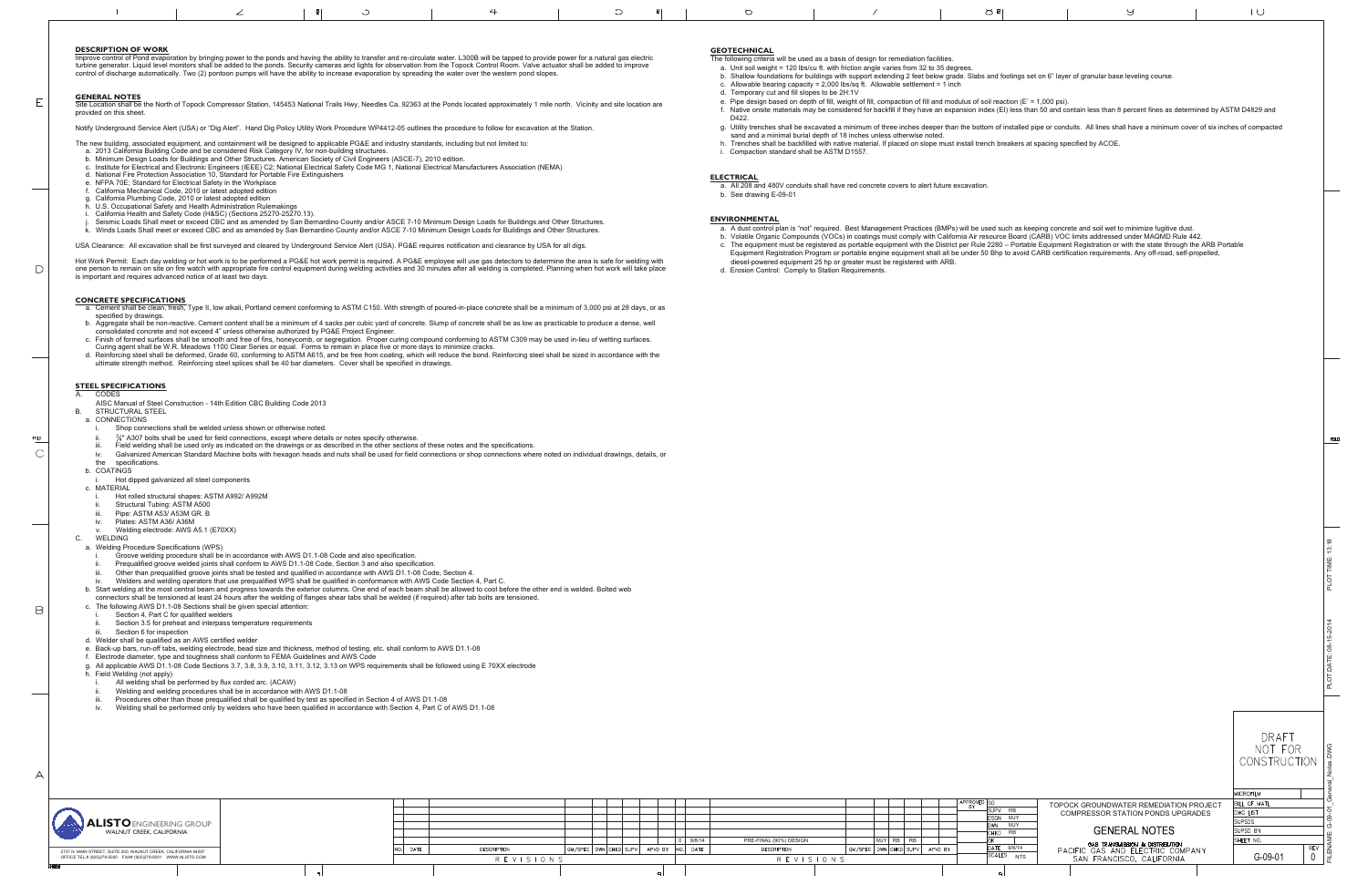## DESCRIPTION OF WORK

Improve control of Pond evaporation by bringing power to the ponds and having the ability to transfer and re-circulate water. L300B will be tapped to provide power for a natural gas electric turbine generator. Liquid level monitors shall be added to the ponds. Security cameras and lights for observation from the Topock Control Room. Valve actuator shall be added to improve control of discharge automatically. Two (2) pontoon pumps will have the ability to increase evaporation by spreading the water over the western pond slopes.

## GENERAL NOTES

Site Location shall be the North of Topock Compressor Station, 145453 National Trails Hwy, Needles Ca. 92363 at the Ponds located approximately 1 mile north. Vicinity and site location are provided on this sheet.

Notify Underground Service Alert (USA) or "Dig Alert". Hand Dig Policy Utility Work Procedure WP4412-05 outlines the procedure to follow for excavation at the Station.

The new building, associated equipment, and containment will be designed to applicable PG&E and industry standards, including but not limited to:

a. 2013 California Building Code and be considered Risk Category IV, for non-building structures.
b. Minimum Design Loads for Buildings and Other Structures. American Society of Civil Engineers (ASCE-7), 2010 edition.
c. Institute for Electrical and Electronic Engineers (IEEE) C2; National Electrical Safety Code MG 1, National Electrical Manufacturers Association (NEMA)
d. National Fire Protection Association 10, Standard for Portable Fire Extinguishers
e. NFPA 70E; Standard for Electrical Safety in the Workplace
f. California Mechanical Code, 2010 or latest adopted edition
g. California Plumbing Code, 2010 or latest adopted edition
h. U.S. Occupational Safety and Health Administration Rulemakings
i. California Health and Safety Code (H&SC) (Sections 25270-25270.13).
j. Seismic Loads Shall meet or exceed CBC and as amended by San Bernardino County and/or ASCE 7-10 Minimum Design Loads for Buildings and Other Structures.
k. Winds Loads Shall meet or exceed CBC and as amended by San Bernardino County and/or ASCE 7-10 Minimum Design Loads for Buildings and Other Structures.

USA Clearance: All excavation shall be first surveyed and cleared by Underground Service Alert (USA). PG&E requires notification and clearance by USA for all digs.

Hot Work Permit: Each day welding or hot work is to be performed a PG&E hot work permit is required. A PG&E employee will use gas detectors to determine the area is safe for welding with one person to remain on site on fire watch with appropriate fire control equipment during welding activities and 30 minutes after all welding is completed. Planning when hot work will take place is important and requires advanced notice of at least two days.

## CONCRETE SPECIFICATIONS

a. Cement shall be clean, fresh, Type II, low alkali, Portland cement conforming to ASTM C150. With strength of poured-in-place concrete shall be a minimum of 3,000 psi at 28 days, or as specified by drawings.
b. Aggregate shall be non-reactive. Cement content shall be a minimum of 4 sacks per cubic yard of concrete. Slump of concrete shall be as low as practicable to produce a dense, well consolidated concrete and not exceed 4" unless otherwise authorized by PG&E Project Engineer.
c. Finish of formed surfaces shall be smooth and free of fins, honeycomb, or segregation. Proper curing compound conforming to ASTM C309 may be used in-lieu of wetting surfaces. Curing agent shall be W.R. Meadows 1100 Clear Series or equal. Forms to remain in place five or more days to minimize cracks.
d. Reinforcing steel shall be deformed, Grade 60, conforming to ASTM A615, and be free from coating, which will reduce the bond. Reinforcing steel shall be sized in accordance with the ultimate strength method. Reinforcing steel splices shall be 40 bar diameters. Cover shall be specified in drawings.

## STEEL SPECIFICATIONS

A. CODES

AISC Manual of Steel Construction - 14th Edition CBC Building Code 2013

B. STRUCTURAL STEEL

a. CONNECTIONS
   i. Shop connections shall be welded unless shown or otherwise noted.
   ii. ¾" A307 bolts shall be used for field connections, except where details or notes specify otherwise.
   iii. Field welding shall be used only as indicated on the drawings or as described in the other sections of these notes and the specifications.
   iv. Galvanized American Standard Machine bolts with hexagon heads and nuts shall be used for field connections or shop connections where noted on individual drawings, details, or the specifications.
b. COATINGS
   i. Hot dipped galvanized all steel components
c. MATERIAL
   i. Hot rolled structural shapes: ASTM A992/ A992M
   ii. Structural Tubing: ASTM A500
   iii. Pipe: ASTM A53/ A53M GR. B
   iv. Plates: ASTM A36/ A36M
   v. Welding electrode: AWS A5.1 (E70XX)

C. WELDING

a. Welding Procedure Specifications (WPS)
   i. Groove welding procedure shall be in accordance with AWS D1.1-08 Code and also specification.
   ii. Prequalified groove welded joints shall conform to AWS D1.1-08 Code, Section 3 and also specification.
   iii. Other than prequalified groove joints shall be tested and qualified in accordance with AWS D1.1-08 Code, Section 4.
   iv. Welders and welding operators that use prequalified WPS shall be qualified in conformance with AWS Code Section 4, Part C.
b. Start welding at the most central beam and progress towards the exterior columns. One end of each beam shall be allowed to cool before the other end is welded. Bolted web connectors shall be tensioned at least 24 hours after the welding of flanges shear tabs shall be welded (if required) after tab bolts are tensioned.
c. The following AWS D1.1-08 Sections shall be given special attention:
   i. Section 4, Part C for qualified welders
   ii. Section 3.5 for preheat and interpass temperature requirements
   iii. Section 6 for inspection
d. Welder shall be qualified as an AWS certified welder
e. Back-up bars, run-off tabs, welding electrode, bead size and thickness, method of testing, etc. shall conform to AWS D1.1-08
f. Electrode diameter, type and toughness shall conform to FEMA Guidelines and AWS Code
g. All applicable AWS D1.1-08 Code Sections 3.7, 3.8, 3.9, 3.10, 3.11, 3.12, 3.13 on WPS requirements shall be followed using E 70XX electrode
h. Field Welding (not apply)
   i. All welding shall be performed by flux corded arc. (ACAW)
   ii. Welding and welding procedures shall be in accordance with AWS D1.1-08
   iii. Procedures other than those prequalified shall be qualified by test as specified in Section 4 of AWS D1.1-08
   iv. Welding shall be performed only by welders who have been qualified in accordance with Section 4, Part C of AWS D1.1-08

## GEOTECHNICAL

The following criteria will be used as a basis of design for remediation facilities.

a. Unit soil weight = 120 lbs/cu ft. with friction angle varies from 32 to 35 degrees.
b. Shallow foundations for buildings with support extending 2 feet below grade. Slabs and footings set on 6" layer of granular base leveling course.
c. Allowable bearing capacity = 2,000 lbs/sq ft. Allowable settlement = 1 inch
d. Temporary cut and fill slopes to be 2H:1V
e. Pipe design based on depth of fill, weight of fill, compaction of fill and modulus of soil reaction (E' = 1,000 psi).
f. Native onsite materials may be considered for backfill if they have an expansion index (EI) less than 50 and contain less than 8 percent fines as determined by ASTM D4829 and D422.
g. Utility trenches shall be excavated a minimum of three inches deeper than the bottom of installed pipe or conduits. All lines shall have a minimum cover of six inches of compacted sand and a minimal burial depth of 18 inches unless otherwise noted.
h. Trenches shall be backfilled with native material. If placed on slope must install trench breakers at spacing specified by ACOE.
i. Compaction standard shall be ASTM D1557.

## ELECTRICAL

a. All 208 and 480V conduits shall have red concrete covers to alert future excavation.
b. See drawing E-09-01

## ENVIRONMENTAL

a. A dust control plan is "not" required. Best Management Practices (BMPs) will be used such as keeping concrete and soil wet to minimize fugitive dust.
b. Volatile Organic Compounds (VOCs) in coatings must comply with California Air resource Board (CARB) VOC limits addressed under MAQMD Rule 442.
c. The equipment must be registered as portable equipment with the District per Rule 2280 – Portable Equipment Registration or with the state through the ARB Portable Equipment Registration Program or portable engine equipment shall all be under 50 Bhp to avoid CARB certification requirements. Any off-road, self-propelled, diesel-powered equipment 25 hp or greater must be registered with ARB.
d. Erosion Control: Comply to Station Requirements.

DRAFT NOT FOR CONSTRUCTION

| NO. | DATE | DESCRIPTION | GM/SPEC | DWN | CHKD | SUPV | APVD BY |
|---|---|---|---|---|---|---|---|
| 0 | 9/8/14 | PRE-FINAL (90%) DESIGN | | MJY | RB | RB | |

ALISTO ENGINEERING GROUP, WALNUT CREEK, CALIFORNIA
2737 N. MAIN STREET, SUITE 200, WALNUT CREEK, CALIFORNIA 94597
OFFICE TEL# (925)279-5000 FAX# (925)279-5001 WWW.ALISTO.COM

SUPV: RB | DSGN: MJY | DWN: MJY | CHKD: RB | DATE: 9/8/14 | SCALES: NTS

TOPOCK GROUNDWATER REMEDIATION PROJECT
COMPRESSOR STATION PONDS UPGRADES

GENERAL NOTES

GAS TRANSMISSION & DISTRIBUTION
PACIFIC GAS AND ELECTRIC COMPANY
SAN FRANCISCO, CALIFORNIA

SHEET NO. G-09-01 REV 0

PLOT DATE: 08-15-2014 PLOT TIME: 13:18
FILENAME: G-09-01_General_Notes.DWG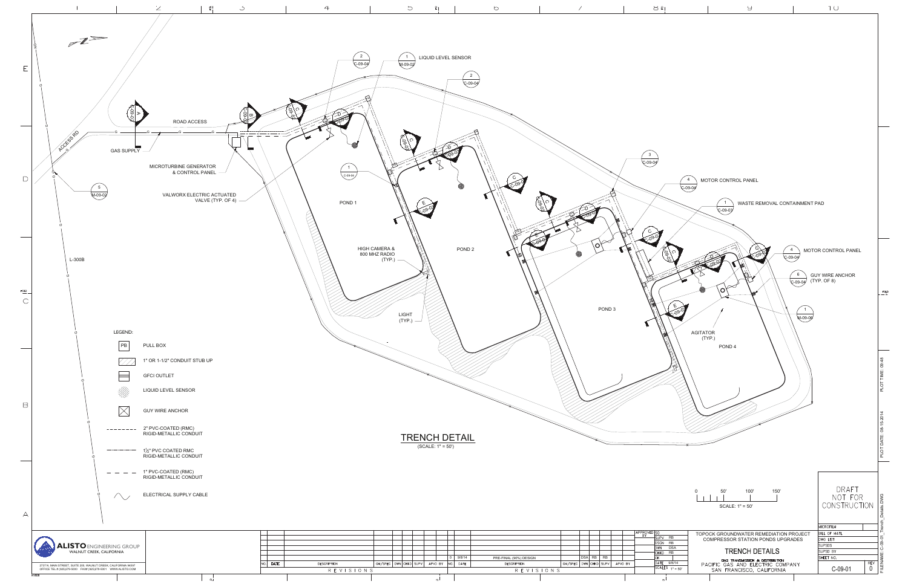# TRENCH DETAIL

(SCALE: 1" = 50')

ROAD ACCESS

ACCESS RD

GAS SUPPLY

MICROTURBINE GENERATOR & CONTROL PANEL

VALWORX ELECTRIC ACTUATED VALVE (TYP. OF 4)

L-300B

LIQUID LEVEL SENSOR (1 / M-09-02)

2 / C-09-04

5 / M-09-02

1 / C-09-04

POND 1

POND 2

POND 3

POND 4

HIGH CAMERA & 800 MHZ RADIO (TYP.)

LIGHT (TYP.)

3 / C-09-04

MOTOR CONTROL PANEL (4 / C-09-04)

WASTE REMOVAL CONTAINMENT PAD (1 / C-09-03)

GUY WIRE ANCHOR (TYP. OF 8) (6 / C-09-04)

1 / M-09-06

AGITATOR (TYP.)

LEGEND:

| Symbol | Description |
|---|---|
| PB | PULL BOX |
| (hatched box) | 1" OR 1-1/2" CONDUIT STUB UP |
| (box) | GFCI OUTLET |
| (dotted circle) | LIQUID LEVEL SENSOR |
| (X box) | GUY WIRE ANCHOR |
| (dashed line) | 2" PVC-COATED (RMC) RIGID-METALLIC CONDUIT |
| (dash-dot line) | 1½" PVC COATED RMC RIGID-METALLIC CONDUIT |
| (long dash line) | 1" PVC-COATED (RMC) RIGID-METALLIC CONDUIT |
| (wavy line) | ELECTRICAL SUPPLY CABLE |

SCALE: 1" = 50' (0, 50', 100', 150')

DRAFT NOT FOR CONSTRUCTION

**ALISTO** ENGINEERING GROUP, WALNUT CREEK, CALIFORNIA
2737 N. MAIN STREET, SUITE 200, WALNUT CREEK, CALIFORNIA 94597
OFFICE TEL.# (925)279-5000 FAX# (925)279-5001 WWW.ALISTO.COM

| NO. | DATE | DESCRIPTION | GM/SPEC | DWN | CHKD | SUPV | APVD BY |
|---|---|---|---|---|---|---|---|
| 0 | 9/8/14 | PRE-FINAL (90%) DESIGN | | DSA | RB | RB | |

REVISIONS

| | |
|---|---|
| APPROVED BY | SC |
| SUPV | RB |
| DSGN | RB |
| DWN | DSA |
| CHKD | RB |
| OK | |
| DATE | 9/8/14 |
| SCALE | 1" = 50' |

TOPOCK GROUNDWATER REMEDIATION PROJECT
COMPRESSOR STATION PONDS UPGRADES

TRENCH DETAILS

GAS TRANSMISSION & DISTRIBUTION
PACIFIC GAS AND ELECTRIC COMPANY
SAN FRANCISCO, CALIFORNIA

MICROFILM / BILL OF MAT'L / DWG. LIST / SUPSDS / SUPSD BY / SHEET NO.

C-09-01 REV 0

FILENAME: C-09-01_Trench_Details.DWG
PLOT DATE: 08-15-2014
PLOT TIME: 09:48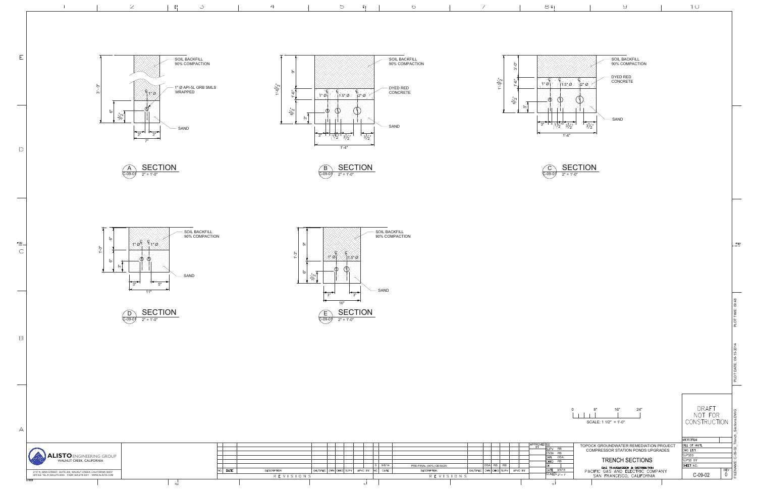SECTION A (C-09-01) 2" = 1'-0"

- SOIL BACKFILL 90% COMPACTION
- 1" Ø API-5L GRB SMLS WRAPPED
- SAND
- 3'-0"
- 6"
- 3½"
- 3"
- 3"
- 7"

SECTION B (C-09-01) 2" = 1'-0"

- SOIL BACKFILL 90% COMPACTION
- DYED RED CONCRETE
- SAND
- 1" Ø, 1.5" Ø, 2" Ø
- 1'-6½"
- 9"
- 1'-6"
- 6½"
- 3"
- 3", 1½", 3½", 3½"
- 1'-4"

SECTION C (C-09-01) 2" = 1'-0"

- SOIL BACKFILL 90% COMPACTION
- DYED RED CONCRETE
- SAND
- 1" Ø, 1.5" Ø, 2" Ø
- 1'-3½"
- 3'-0"
- 1'-6"
- 6½"
- 3"
- 3", 1½", 3½", 3½"
- 1'-4"

SECTION D (C-09-01) 2" = 1'-0"

- SOIL BACKFILL 90% COMPACTION
- SAND
- 1" Ø, 1" Ø
- 1'-0"
- 6"
- 6"
- 3"
- 3", 5"
- 11"

SECTION E (C-09-01) 2" = 1'-0"

- SOIL BACKFILL 90% COMPACTION
- SAND
- 1" Ø, 1.5" Ø
- 1'-3"
- 9"
- 6"
- 3½"
- 3", 3"
- 10"

SCALE: 1 1/2" = 1'-0" (0, 8", 16", 24")

DRAFT NOT FOR CONSTRUCTION

ALISTO ENGINEERING GROUP
WALNUT CREEK, CALIFORNIA
2737 N. MAIN STREET, SUITE 200, WALNUT CREEK, CALIFORNIA 94597
OFFICE TEL # (925)279-5000 FAX# (925)279-6001 WWW.ALISTO.COM

| NO. | DATE | DESCRIPTION | GM/SPEC | DWN | CHKD | SUPV | APVD BY |
|---|---|---|---|---|---|---|---|
| 0 | 9/8/14 | PRE-FINAL (90%) DESIGN | | DSA | RB | RB | |

REVISIONS

APPROVED BY: SC
SUPV: RB
DSGN: RB
DWN: DSA
CHKD: RB
OK:
DATE: 9/8/14
SCALE: 2" = 1'

TOPOCK GROUNDWATER REMEDIATION PROJECT
COMPRESSOR STATION PONDS UPGRADES

TRENCH SECTIONS

GAS TRANSMISSION & DISTRIBUTION
PACIFIC GAS AND ELECTRIC COMPANY
SAN FRANCISCO, CALIFORNIA

MICROFILM / BILL OF MAT'L / DWG LIST / SUPSDS / SUPSD BY / SHEET NO.

C-09-02 REV 0

FILENAME: C-09-02_Trench_Sections.DWG
PLOT DATE: 08-15-2014
PLOT TIME: 09:48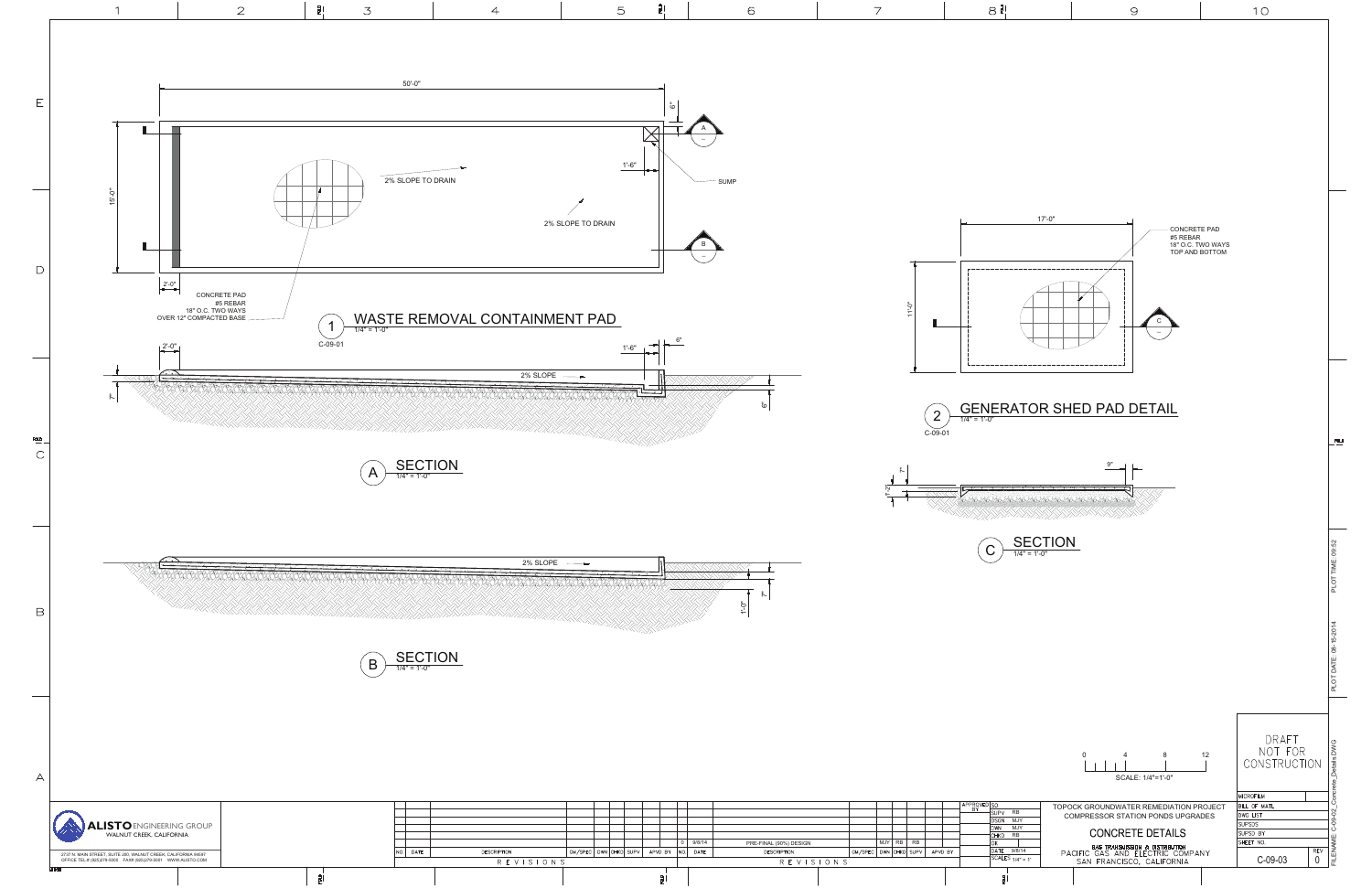## 1 WASTE REMOVAL CONTAINMENT PAD

1/4" = 1'-0"

C-09-01

50'-0"

15'-0"

6"

1'-6"

2'-0"

2% SLOPE TO DRAIN

2% SLOPE TO DRAIN

SUMP

CONCRETE PAD
#5 REBAR
18" O.C. TWO WAYS
OVER 12" COMPACTED BASE

## A SECTION

1/4" = 1'-0"

2'-0"

1'-6"

6"

7"

6"

2% SLOPE

## B SECTION

1/4" = 1'-0"

2% SLOPE

7"

1'-0"

## 2 GENERATOR SHED PAD DETAIL

1/4" = 1'-0"

C-09-01

17'-0"

11'-0"

CONCRETE PAD
#5 REBAR
18" O.C. TWO WAYS
TOP AND BOTTOM

## C SECTION

1/4" = 1'-0"

9"

7"

1'-2"

SCALE: 1/4"=1'-0"

0 4 8 12

DRAFT NOT FOR CONSTRUCTION

| NO. | DATE | DESCRIPTION | DWN | CHKD | SUPV | APVD BY |
|---|---|---|---|---|---|---|
| 0 | 9/8/14 | PRE-FINAL (90%) DESIGN | MJY | RB | RB | |

ALISTO ENGINEERING GROUP
WALNUT CREEK, CALIFORNIA

2737 N. MAIN STREET, SUITE 200, WALNUT CREEK, CALIFORNIA 94597
OFFICE TEL.# (925)279-5000 FAX# (925)279-5001 WWW.ALISTO.COM

APPROVED BY: SO
SUPV: RB
DSGN: MJY
DWN: MJY
CHKD: RB
DATE: 9/8/14
SCALES: 1/4" = 1'

TOPOCK GROUNDWATER REMEDIATION PROJECT
COMPRESSOR STATION PONDS UPGRADES

CONCRETE DETAILS

GAS TRANSMISSION & DISTRIBUTION
PACIFIC GAS AND ELECTRIC COMPANY
SAN FRANCISCO, CALIFORNIA

SHEET NO. C-09-03 REV 0

FILENAME: C-09-02_Concrete_Details.DWG
PLOT DATE: 09-15-2014
PLOT TIME: 09:52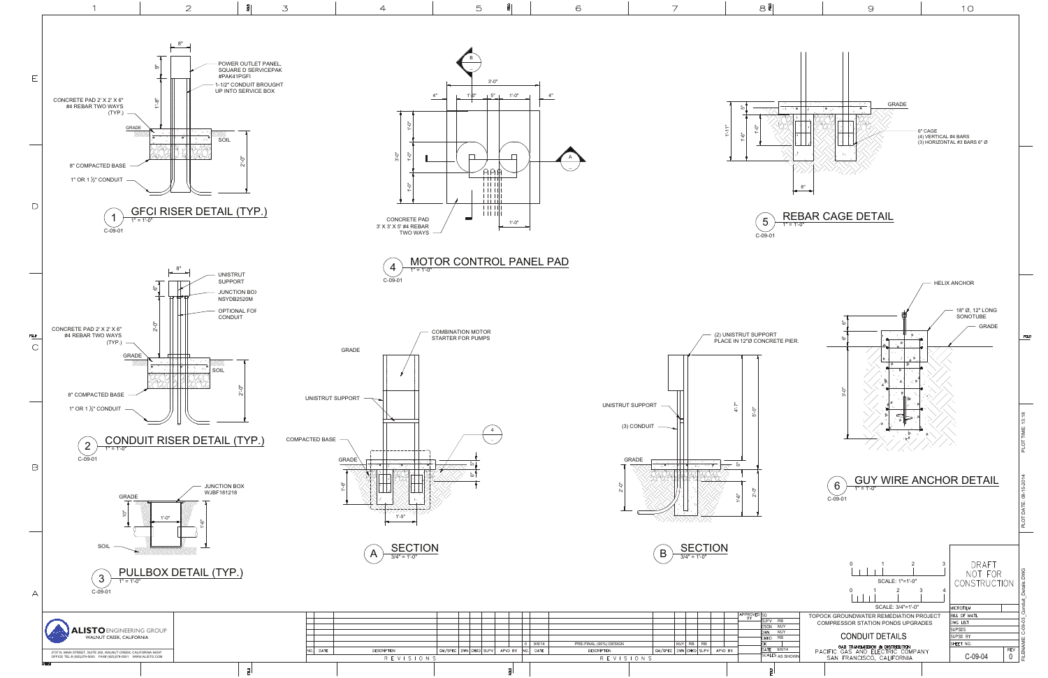## 1 GFCI RISER DETAIL (TYP.)

1" = 1'-0"
C-09-01

- POWER OUTLET PANEL, SQUARE D SERVICEPAK #PAK41PGFI
- 1-1/2" CONDUIT BROUGHT UP INTO SERVICE BOX
- CONCRETE PAD 2' X 2' X 6" #4 REBAR TWO WAYS (TYP.)
- GRADE
- SOIL
- 8" COMPACTED BASE
- 1" OR 1 ½" CONDUIT
- 8"
- 6"
- 1'-8"
- 2'-0"

## 2 CONDUIT RISER DETAIL (TYP.)

1" = 1'-0"
C-09-01

- UNISTRUT SUPPORT
- JUNCTION BOX NSYDB2520M
- OPTIONAL FOR CONDUIT
- CONCRETE PAD 2' X 2' X 6" #4 REBAR TWO WAYS (TYP.)
- GRADE
- SOIL
- 8" COMPACTED BASE
- 1" OR 1 ½" CONDUIT
- 8"
- 6"
- 2'-0"
- 2'-0"

## 3 PULLBOX DETAIL (TYP.)

1" = 1'-0"
C-09-01

- JUNCTION BOX WJBF181218
- GRADE
- SOIL
- 10"
- 1'-0"
- 1'-6"

## 4 MOTOR CONTROL PANEL PAD

1" = 1'-0"
C-09-01

- CONCRETE PAD 3' X 3' X 5" #4 REBAR TWO WAYS
- 3'-0"
- 4"
- 1'-0"
- 5"
- 1'-0"
- 4"
- 1'-0"
- 1'-0"
- 1'-0"
- 3'-0"
- 1'-0"

## 5 REBAR CAGE DETAIL

1" = 1'-0"
C-09-01

- GRADE
- 6" CAGE (4) VERTICAL #4 BARS (3) HORIZONTAL #3 BARS 6" Ø
- 5"
- 1'-0"
- 1'-6"
- 1'-11"
- 8"

## A SECTION

3/4" = 1'-0"

- COMBINATION MOTOR STARTER FOR PUMPS
- GRADE
- UNISTRUT SUPPORT
- COMPACTED BASE
- GRADE
- 5"
- 5"
- 1'-6"
- 1'-5"

## B SECTION

3/4" = 1'-0"

- (2) UNISTRUT SUPPORT PLACE IN 12"Ø CONCRETE PIER.
- UNISTRUT SUPPORT
- (3) CONDUIT
- GRADE
- 4'-7"
- 5'-0"
- 5"
- 2'-0"
- 1'-6"
- 2'-0"

## 6 GUY WIRE ANCHOR DETAIL

1" = 1'-0"
C-09-01

- HELIX ANCHOR
- 18" Ø, 12" LONG SONOTUBE
- GRADE
- 6"
- 6"
- 3'-0"

SCALE: 1"=1'-0"

SCALE: 3/4"=1'-0"

DRAFT NOT FOR CONSTRUCTION

| NO. | DATE | DESCRIPTION | GM/SPEC | DWN | CHKD | SUPV | APVD BY |
|---|---|---|---|---|---|---|---|
| 0 | 9/8/14 | PRE-FINAL (90%) DESIGN | | MUY | RB | RB | |

REVISIONS

| APPROVED BY | SUPV | RB |
|---|---|---|
| | DSGN | MUY |
| | DWN | MUY |
| | CHKD | RB |
| | OK | |
| | DATE | 9/8/14 |
| | SCALE | AS SHOWN |

ALISTO ENGINEERING GROUP
WALNUT CREEK, CALIFORNIA
2737 N. MAIN STREET, SUITE 200, WALNUT CREEK, CALIFORNIA 94597
OFFICE TEL.# (925)279-5000 FAX# (925)279-5001 WWW.ALISTO.COM

TOPOCK GROUNDWATER REMEDIATION PROJECT
COMPRESSOR STATION PONDS UPGRADES

CONDUIT DETAILS

GAS TRANSMISSION & DISTRIBUTION
PACIFIC GAS AND ELECTRIC COMPANY
SAN FRANCISCO, CALIFORNIA

MICROFILM / BILL OF MATL / DWG LIST / SUPSDS / SUPSD BY

SHEET NO. C-09-04 REV 0

FILENAME: C-09-03_Conduit_Details.DWG
PLOT DATE: 08-15-2014
PLOT TIME: 13:18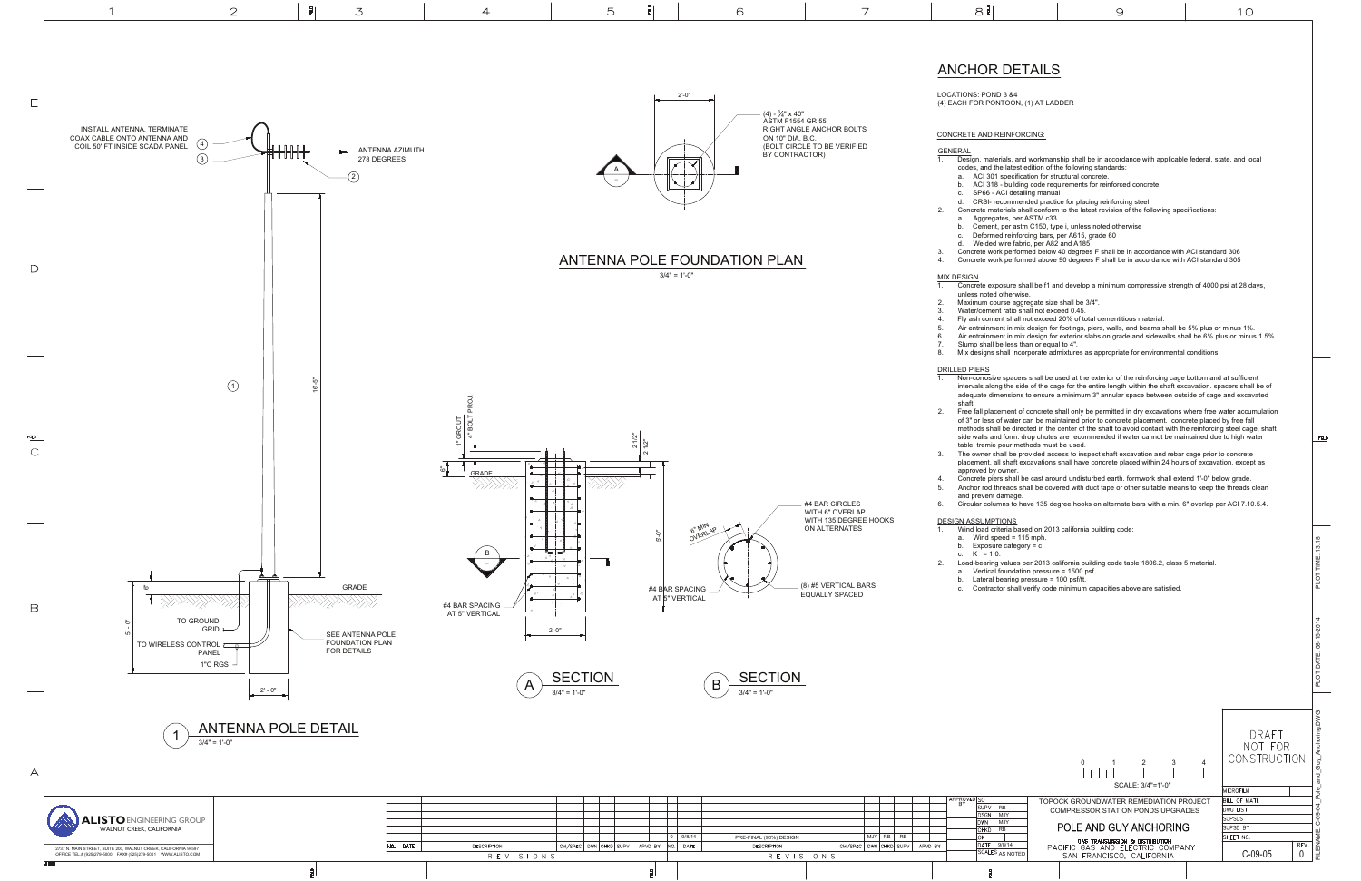# ANCHOR DETAILS

LOCATIONS: POND 3 &4
(4) EACH FOR PONTOON, (1) AT LADDER

## CONCRETE AND REINFORCING:

### GENERAL

1. Design, materials, and workmanship shall be in accordance with applicable federal, state, and local codes, and the latest edition of the following standards:
   a. ACI 301 specification for structural concrete.
   b. ACI 318 - building code requirements for reinforced concrete.
   c. SP66 - ACI detailing manual
   d. CRSI- recommended practice for placing reinforcing steel.
2. Concrete materials shall conform to the latest revision of the following specifications:
   a. Aggregates, per ASTM c33
   b. Cement, per astm C150, type i, unless noted otherwise
   c. Deformed reinforcing bars, per A615, grade 60
   d. Welded wire fabric, per A82 and A185
3. Concrete work performed below 40 degrees F shall be in accordance with ACI standard 306
4. Concrete work performed above 90 degrees F shall be in accordance with ACI standard 305

### MIX DESIGN

1. Concrete exposure shall be f1 and develop a minimum compressive strength of 4000 psi at 28 days, unless noted otherwise.
2. Maximum course aggregate size shall be 3/4".
3. Water/cement ratio shall not exceed 0.45.
4. Fly ash content shall not exceed 20% of total cementitious material.
5. Air entrainment in mix design for footings, piers, walls, and beams shall be 5% plus or minus 1%.
6. Air entrainment in mix design for exterior slabs on grade and sidewalks shall be 6% plus or minus 1.5%.
7. Slump shall be less than or equal to 4".
8. Mix designs shall incorporate admixtures as appropriate for environmental conditions.

### DRILLED PIERS

1. Non-corrosive spacers shall be used at the exterior of the reinforcing cage bottom and at sufficient intervals along the side of the cage for the entire length within the shaft excavation. spacers shall be of adequate dimensions to ensure a minimum 3" annular space between outside of cage and excavated shaft.
2. Free fall placement of concrete shall only be permitted in dry excavations where free water accumulation of 3" or less of water can be maintained prior to concrete placement. concrete placed by free fall methods shall be directed in the center of the shaft to avoid contact with the reinforcing steel cage, shaft side walls and form. drop chutes are recommended if water cannot be maintained due to high water table. tremie pour methods must be used.
3. The owner shall be provided access to inspect shaft excavation and rebar cage prior to concrete placement. all shaft excavations shall have concrete placed within 24 hours of excavation, except as approved by owner.
4. Concrete piers shall be cast around undisturbed earth. formwork shall extend 1'-0" below grade.
5. Anchor rod threads shall be covered with duct tape or other suitable means to keep the threads clean and prevent damage.
6. Circular columns to have 135 degree hooks on alternate bars with a min. 6" overlap per ACI 7.10.5.4.

### DESIGN ASSUMPTIONS

1. Wind load criteria based on 2013 california building code:
   a. Wind speed = 115 mph.
   b. Exposure category = c.
   c. K = 1.0.
2. Load-bearing values per 2013 california building code table 1806.2, class 5 material.
   a. Vertical foundation pressure = 1500 psf.
   b. Lateral bearing pressure = 100 psf/ft.
   c. Contractor shall verify code minimum capacities above are satisfied.

## ANTENNA POLE FOUNDATION PLAN

3/4" = 1'-0"

2'-0"

(4) - 3/4" x 40" ASTM F1554 GR 55 RIGHT ANGLE ANCHOR BOLTS ON 10" DIA. B.C. (BOLT CIRCLE TO BE VERIFIED BY CONTRACTOR)

## SECTION A

3/4" = 1'-0"

1" GROUT, 4" BOLT PROJ., 6", GRADE, 2 1/2", 2 1/2", 8'-0", #4 BAR SPACING AT 5" VERTICAL, 2'-0"

## SECTION B

3/4" = 1'-0"

6" MIN. OVERLAP; #4 BAR CIRCLES WITH 6" OVERLAP WITH 135 DEGREE HOOKS ON ALTERNATES; #4 BAR SPACING AT 5" VERTICAL; (8) #5 VERTICAL BARS EQUALLY SPACED

## ANTENNA POLE DETAIL

3/4" = 1'-0"

INSTALL ANTENNA, TERMINATE COAX CABLE ONTO ANTENNA AND COIL 50' FT INSIDE SCADA PANEL (4) (3)

ANTENNA AZIMUTH 278 DEGREES (2)

(1) 16'-5"

GRADE; 5'-0"; TO GROUND GRID; TO WIRELESS CONTROL PANEL; 1"C RGS; 2'-0"; SEE ANTENNA POLE FOUNDATION PLAN FOR DETAILS

DRAFT NOT FOR CONSTRUCTION

SCALE: 3/4"=1'-0"

| NO. | DATE | DESCRIPTION | GM/SPEC | DWN | CHKD | SUPV | APVD BY |
|---|---|---|---|---|---|---|---|
| 0 | 9/8/14 | PRE-FINAL (90%) DESIGN | | MJY | RB | RB | |

REVISIONS

ALISTO ENGINEERING GROUP
WALNUT CREEK, CALIFORNIA
2737 N. MAIN STREET, SUITE 200, WALNUT CREEK, CALIFORNIA 94597
OFFICE TEL.# (925)279-5000 FAX# (925)279-5001 WWW.ALISTO.COM

APPROVED BY: SO; SUPV: RB; DSGN: MJY; DWN: MJY; CHKD: RB; OK; DATE: 9/8/14; SCALES: AS NOTED

TOPOCK GROUNDWATER REMEDIATION PROJECT
COMPRESSOR STATION PONDS UPGRADES
POLE AND GUY ANCHORING
GAS TRANSMISSION & DISTRIBUTION
PACIFIC GAS AND ELECTRIC COMPANY
SAN FRANCISCO, CALIFORNIA

SHEET NO. C-09-05 REV 0

FILENAME: C-09-05_Pole_and_Guy_Anchoring.DWG
PLOT DATE: 08-19-2014 PLOT TIME: 13:18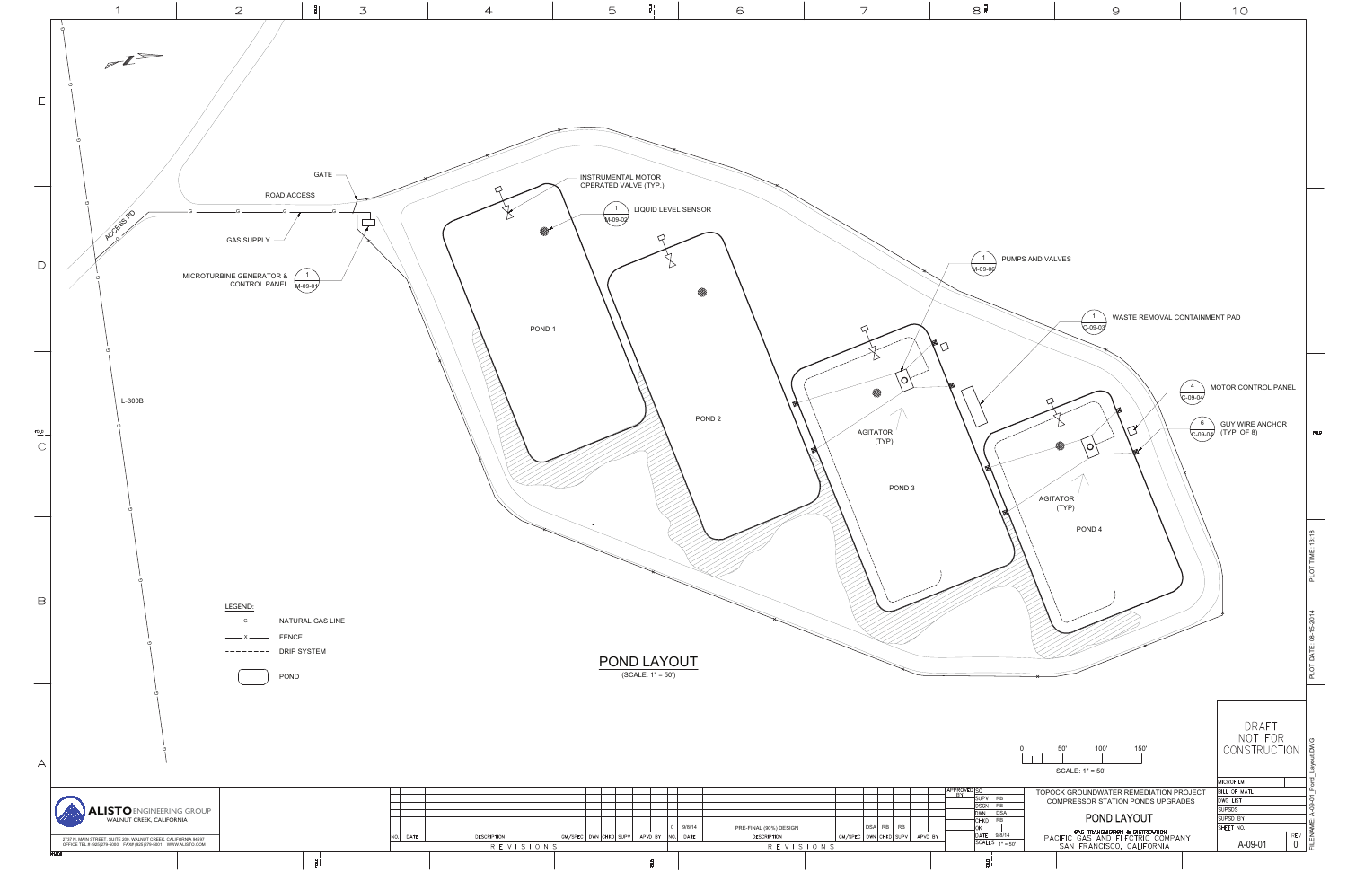# POND LAYOUT

(SCALE: 1" = 50')

GATE

ROAD ACCESS

GAS SUPPLY

ACCESS RD

MICROTURBINE GENERATOR & CONTROL PANEL (1 / M-09-01)

L-300B

INSTRUMENTAL MOTOR OPERATED VALVE (TYP.)

LIQUID LEVEL SENSOR (1 / M-09-02)

POND 1

POND 2

POND 3

POND 4

AGITATOR (TYP)

AGITATOR (TYP)

PUMPS AND VALVES (1 / M-09-06)

WASTE REMOVAL CONTAINMENT PAD (1 / C-09-03)

MOTOR CONTROL PANEL (4 / C-09-04)

GUY WIRE ANCHOR (TYP. OF 8) (6 / C-09-04)

LEGEND:

- —G— NATURAL GAS LINE
- —X— FENCE
- - - - - DRIP SYSTEM
- POND

0 50' 100' 150'

SCALE: 1" = 50'

DRAFT NOT FOR CONSTRUCTION

| NO. | DATE | DESCRIPTION | GM/SPEC | DWN | CHKD | SUPV | APVD BY |
|---|---|---|---|---|---|---|---|
| 0 | 9/8/14 | PRE-FINAL (90%) DESIGN | | DSA | RB | RB | |

REVISIONS

| APPROVED BY | |
|---|---|
| SUPV | RB |
| DSGN | RB |
| DWN | DSA |
| CHKD | RB |
| OK | |
| DATE | 9/8/14 |
| SCALE | 1" = 50' |

TOPOCK GROUNDWATER REMEDIATION PROJECT
COMPRESSOR STATION PONDS UPGRADES

POND LAYOUT

GAS TRANSMISSION & DISTRIBUTION
PACIFIC GAS AND ELECTRIC COMPANY
SAN FRANCISCO, CALIFORNIA

| MICROFILM | |
|---|---|
| BILL OF MATL | |
| DWG LIST | |
| SUPSDS | |
| SUPSD BY | |
| SHEET NO. | A-09-01 |
| REV | 0 |

ALISTO ENGINEERING GROUP
WALNUT CREEK, CALIFORNIA

2737 N. MAIN STREET, SUITE 200, WALNUT CREEK, CALIFORNIA 94597
OFFICE TEL # (925)279-5000 FAX# (925)279-5001 WWW.ALISTO.COM

PLOT TIME: 13:18

PLOT DATE: 08-15-2014

FILENAME: A-09-01_Pond_Layout.DWG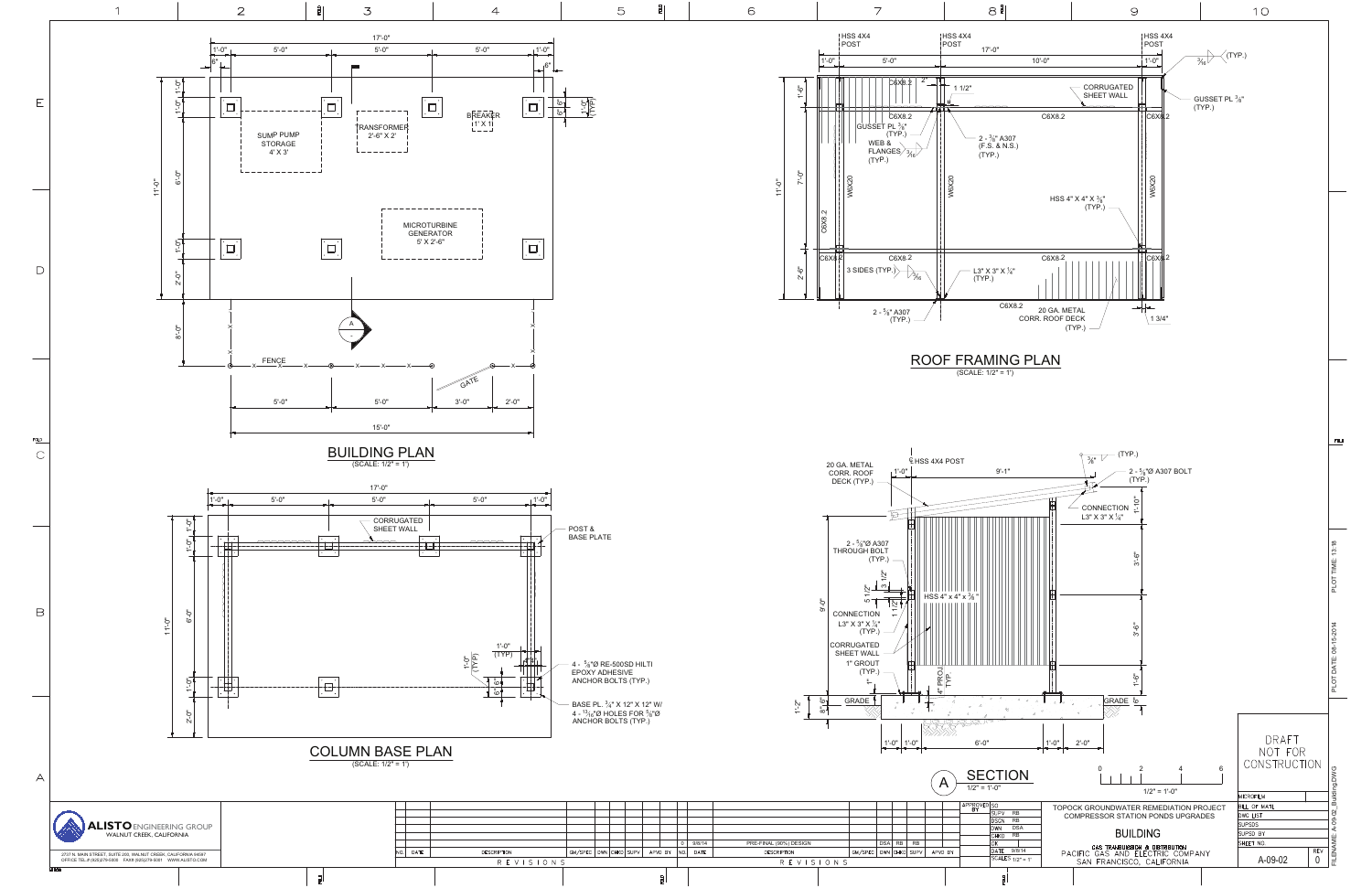## BUILDING PLAN

(SCALE: 1/2" = 1')

17'-0" — 1'-0", 5'-0", 5'-0", 5'-0", 1'-0"

6", 6"

11'-0" — 1'-0", 1'-0", 6'-0", 1'-0", 2'-0"

8'-0"

1'-0" (TYP.)

6", 6"

SUMP PUMP STORAGE 4' X 3'

TRANSFORMER 2'-6" X 2'

BREAKER 1' X 1'

MICROTURBINE GENERATOR 5' X 2'-6"

FENCE

GATE

5'-0", 5'-0", 3'-0", 2'-0"

15'-0"

## COLUMN BASE PLAN

(SCALE: 1/2" = 1')

17'-0" — 1'-0", 5'-0", 5'-0", 5'-0", 1'-0"

11'-0" — 1'-0", 1'-0", 6'-0", 1'-0", 2'-0"

CORRUGATED SHEET WALL

POST & BASE PLATE

1'-0" (TYP.)

1'-0" (TYP.)

6", 6"

4 - 5/8"Ø RE-500SD HILTI EPOXY ADHESIVE ANCHOR BOLTS (TYP.)

BASE PL. 3/4" X 12" X 12" W/ 4 - 13/16"Ø HOLES FOR 5/8"Ø ANCHOR BOLTS (TYP.)

## ROOF FRAMING PLAN

(SCALE: 1/2" = 1')

HSS 4X4 POST

HSS 4X4 POST

HSS 4X4 POST

17'-0" — 1'-0", 5'-0", 10'-0", 1'-0"

11'-0" — 1'-6", 7'-0", 2'-6"

C6X8.2

2"

1 1/2"

CORRUGATED SHEET WALL

3/16 (TYP.)

GUSSET PL 3/8" (TYP.)

GUSSET PL 3/8" (TYP.)

WEB & FLANGES 3/16 (TYP.)

2 - 5/8" A307 (F.S. & N.S.) (TYP.)

W6X20

HSS 4" X 4" X 3/8" (TYP.)

3 SIDES (TYP.) 3/16

L3" X 3" X 1/4" (TYP.)

2 - 5/8" A307 (TYP.)

20 GA. METAL CORR. ROOF DECK (TYP.)

1 3/4"

## SECTION A

1/2" = 1'-0"

20 GA. METAL CORR. ROOF DECK (TYP.)

℄ HSS 4X4 POST

1'-0", 9'-1"

3/8 (TYP.)

2 - 5/8"Ø A307 BOLT (TYP.)

CONNECTION L3" X 3" X 1/4"

2 - 5/8"Ø A307 THROUGH BOLT (TYP.)

1 1/2", 3 1/2", 5 1/2"

HSS 4" x 4" x 3/8"

CONNECTION L3" X 3" X 1/4" (TYP.)

CORRUGATED SHEET WALL

1" GROUT (TYP.)

4" PROJ. TYP.

9'-0"

1'-10", 3'-6", 3'-6", 1'-6", 6"

1'-2" — 6", 8"

GRADE

GRADE

1'-0", 1'-0", 6'-0", 1'-0", 2'-0"

0 2 4 6 — 1/2" = 1'-0"

DRAFT NOT FOR CONSTRUCTION

| NO. | DATE | DESCRIPTION | GM/SPEC | DWN | CHKD | SUPV | APVD BY |
|---|---|---|---|---|---|---|---|
| 0 | 8/8/14 | PRE-FINAL (90%) DESIGN | | DSA | RB | RB | |

REVISIONS

| | |
|---|---|
| APPROVED BY | SO |
| SUPV | RB |
| DSGN | RB |
| DWN | DSA |
| CHKD | RB |
| OK | |
| DATE | 8/8/14 |
| SCALES | 1/2" = 1' |

TOPOCK GROUNDWATER REMEDIATION PROJECT
COMPRESSOR STATION PONDS UPGRADES

BUILDING

GAS TRANSMISSION & DISTRIBUTION
PACIFIC GAS AND ELECTRIC COMPANY
SAN FRANCISCO, CALIFORNIA

MICROFILM
BILL OF MAT'L
DWG LIST
SUPSDS
SUPSD BY
SHEET NO.

A-09-02 REV 0

ALISTO ENGINEERING GROUP
WALNUT CREEK, CALIFORNIA
2737 N. MAIN STREET, SUITE 200, WALNUT CREEK, CALIFORNIA 94597
OFFICE TEL.# (925)279-5000 FAX# (925)279-5001 WWW.ALISTO.COM

FILENAME: A-09-02_Building.DWG
PLOT DATE: 08-15-2014
PLOT TIME: 13:18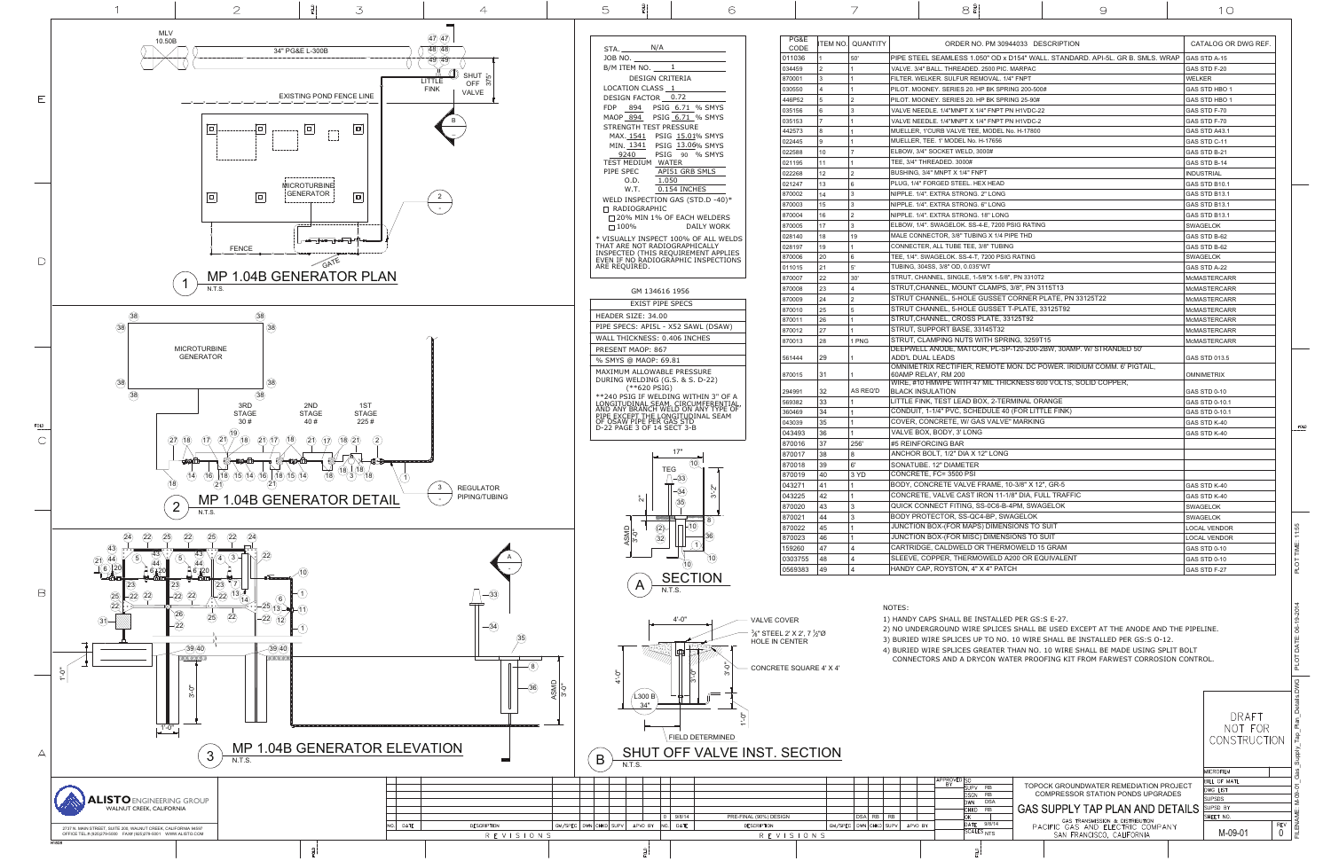## MP 1.04B GENERATOR PLAN
N.T.S.

## MP 1.04B GENERATOR DETAIL
N.T.S.

## MP 1.04B GENERATOR ELEVATION
N.T.S.

| | |
|---|---|
| STA. | N/A |
| JOB NO. | |
| B/M ITEM NO. | 1 |

DESIGN CRITERIA
LOCATION CLASS 1
DESIGN FACTOR 0.72
FDP 894 PSIG 6.71 % SMYS
MAOP 894 PSIG 6.71 % SMYS
STRENGTH TEST PRESSURE
MAX. 1541 PSIG 15.01% SMYS
MIN. 1341 PSIG 13.06% SMYS
9240 PSIG 90 % SMYS
TEST MEDIUM WATER
PIPE SPEC API51 GRB SMLS
O.D. 1.050
W.T. 0.154 INCHES
WELD INSPECTION GAS (STD.D -40)*
☐ RADIOGRAPHIC
☐ 20% MIN 1% OF EACH WELDERS
☐ 100% DAILY WORK

* VISUALLY INSPECT 100% OF ALL WELDS THAT ARE NOT RADIOGRAPHICALLY INSPECTED (THIS REQUIREMENT APPLIES EVEN IF NO RADIOGRAPHIC INSPECTIONS ARE REQUIRED.

GM 134616 1956

| EXIST PIPE SPECS |
|---|
| HEADER SIZE: 34.00 |
| PIPE SPECS: API5L - X52 SAWL (DSAW) |
| WALL THICKNESS: 0.406 INCHES |
| PRESENT MAOP: 867 |
| % SMYS @ MAOP: 69.81 |
| MAXIMUM ALLOWABLE PRESSURE DURING WELDING (G.S. & S. D-22) (**620 PSIG) |
| **240 PSIG IF WELDING WITHIN 3" OF A LONGITUDINAL SEAM. CIRCUMFERENTIAL, AND ANY BRANCH WELD ON ANY TYPE OF PIPE EXCEPT THE LONGITUDINAL SEAM OF DSAW PIPE PER GAS STD D-22 PAGE 3 OF 14 SECT 3-B |

## SECTION A
N.T.S.

## SHUT OFF VALVE INST. SECTION B
N.T.S.

VALVE COVER
3/8" STEEL 2' X 2', 7 1/2"Ø HOLE IN CENTER
CONCRETE SQUARE 4' X 4'
FIELD DETERMINED

| PG&E CODE | ITEM NO. | QUANTITY | ORDER NO. PM 30944033 DESCRIPTION | CATALOG OR DWG REF. |
|---|---|---|---|---|
| 011036 | 1 | 50' | PIPE STEEL SEAMLESS 1.050" OD x D154" WALL. STANDARD. API-5L. GR B. SMLS. WRAP | GAS STD A-15 |
| 034459 | 2 | 1 | VALVE. 3/4" BALL. THREADED. 2500 PIC. MARPAC | GAS STD F-20 |
| 870001 | 3 | 1 | FILTER. WELKER. SULFUR REMOVAL. 1/4" FNPT | WELKER |
| 030550 | 4 | 1 | PILOT. MOONEY. SERIES 20. HP BK SPRING 200-500# | GAS STD HBO 1 |
| 446P52 | 5 | 2 | PILOT. MOONEY. SERIES 20. HP BK SPRING 25-90# | GAS STD HBO 1 |
| 035156 | 6 | 3 | VALVE NEEDLE. 1/4"MNPT X 1/4" FNPT PN H1VDC-22 | GAS STD F-70 |
| 035153 | 7 | 1 | VALVE NEEDLE. 1/4"MNPT X 1/4" FNPT PN H1VDC-2 | GAS STD F-70 |
| 442573 | 8 | 1 | MUELLER, 1"CURB VALVE TEE, MODEL No. H-17800 | GAS STD A43.1 |
| 022445 | 9 | 1 | MUELLER, TEE. 1" MODEL No. H-17656 | GAS STD C-11 |
| 022588 | 10 | 7 | ELBOW, 3/4" SOCKET WELD, 3000# | GAS STD B-21 |
| 021195 | 11 | 1 | TEE, 3/4" THREADED. 3000# | GAS STD B-14 |
| 022268 | 12 | 2 | BUSHING, 3/4" MNPT X 1/4" FNPT | INDUSTRIAL |
| 021247 | 13 | 6 | PLUG, 1/4" FORGED STEEL. HEX HEAD | GAS STD B10.1 |
| 870002 | 14 | 3 | NIPPLE. 1/4". EXTRA STRONG. 2" LONG | GAS STD B13.1 |
| 870003 | 15 | 3 | NIPPLE. 1/4". EXTRA STRONG. 6" LONG | GAS STD B13.1 |
| 870004 | 16 | 2 | NIPPLE. 1/4". EXTRA STRONG. 18" LONG | GAS STD B13.1 |
| 870005 | 17 | 3 | ELBOW, 1/4". SWAGELOK. SS-4-E, 7200 PSIG RATING | SWAGELOK |
| 028140 | 18 | 19 | MALE CONNECTOR, 3/8" TUBING X 1/4 PIPE THD | GAS STD B-62 |
| 028197 | 19 | 1 | CONNECTER, ALL TUBE TEE, 3/8" TUBING | GAS STD B-62 |
| 870006 | 20 | 6 | TEE, 1/4". SWAGELOK. SS-4-T, 7200 PSIG RATING | SWAGELOK |
| 011015 | 21 | 5' | TUBING, 304SS, 3/8" OD, 0.035"WT | GAS STD A-22 |
| 870007 | 22 | 30' | STRUT, CHANNEL, SINGLE, 1-5/8"X 1-5/8", PN 3310T2 | McMASTERCARR |
| 870008 | 23 | 4 | STRUT,CHANNEL, MOUNT CLAMPS, 3/8", PN 3115T13 | McMASTERCARR |
| 870009 | 24 | 2 | STRUT,CHANNEL, 5-HOLE GUSSET CORNER PLATE, PN 33125T22 | McMASTERCARR |
| 870010 | 25 | 5 | STRUT,CHANNEL, 5-HOLE GUSSET T-PLATE, 33125T92 | McMASTERCARR |
| 870011 | 26 | 1 | STRUT,CHANNEL, CROSS PLATE, 33125T92 | McMASTERCARR |
| 870012 | 27 | 1 | STRUT, SUPPORT BASE, 33145T32 | McMASTERCARR |
| 870013 | 28 | 1 PNG | STRUT, CLAMPING NUTS WITH SPRING, 3259T15 | McMASTERCARR |
| 561444 | 29 | 1 | DEEPWELL ANODE, MATCOR, PL-SP-120-200-2BW, 30AMP. W/ STRANDED 50' ADD'L DUAL LEADS | GAS STD 013.5 |
| 870015 | 31 | 1 | OMNIMETRIX RECTIFIER, REMOTE MON. DC POWER. IRIDIUM COMM. 6' PIGTAIL, 60AMP RELAY, RM 200 | OMNIMETRIX |
| 294991 | 32 | AS REQ'D | WIRE, #10 HMWPE WITH 47 MIL THICKNESS 600 VOLTS, SOLID COPPER, BLACK INSULATION | GAS STD 0-10 |
| 569382 | 33 | 1 | LITTLE FINK, TEST LEAD BOX, 2-TERMINAL ORANGE | GAS STD 0-10.1 |
| 360469 | 34 | 1 | CONDUIT, 1-1/4" PVC, SCHEDULE 40 (FOR LITTLE FINK) | GAS STD 0-10.1 |
| 043039 | 35 | 1 | COVER, CONCRETE, W/ GAS VALVE" MARKING | GAS STD K-40 |
| 043493 | 36 | 1 | VALVE BOX, BODY, 3' LONG | GAS STD K-40 |
| 870016 | 37 | 256' | #5 REINFORCING BAR | |
| 870017 | 38 | 8 | ANCHOR BOLT, 1/2" DIA X 12" LONG | |
| 870018 | 39 | 6' | SONATUBE. 12" DIAMETER | |
| 870019 | 40 | 3 YD | CONCRETE, FC= 3500 PSI | |
| 043271 | 41 | 1 | BODY, CONCRETE VALVE FRAME, 10-3/8" X 12", GR-5 | GAS STD K-40 |
| 043225 | 42 | 1 | CONCRETE, VALVE CAST IRON 11-1/8" DIA, FULL TRAFFIC | GAS STD K-40 |
| 870020 | 43 | 3 | QUICK CONNECT FITING, SS-0C6-B-4PM, SWAGELOK | SWAGELOK |
| 870021 | 44 | 3 | BODY PROTECTOR, SS-QC4-BP, SWAGELOK | SWAGELOK |
| 870022 | 45 | 1 | JUNCTION BOX-(FOR MAPS) DIMENSIONS TO SUIT | LOCAL VENDOR |
| 870023 | 46 | 1 | JUNCTION BOX-(FOR MISC) DIMENSIONS TO SUIT | LOCAL VENDOR |
| 159260 | 47 | 4 | CARTRIDGE, CALDWELD OR THERMOWELD 15 GRAM | GAS STD 0-10 |
| 0303755 | 48 | 4 | SLEEVE, COPPER, THERMOWELD A200 OR EQUIVALENT | GAS STD 0-10 |
| 0569383 | 49 | 4 | HANDY CAP, ROYSTON, 4" X 4" PATCH | GAS STD F-27 |

NOTES:

1) HANDY CAPS SHALL BE INSTALLED PER GS:S E-27.
2) NO UNDERGROUND WIRE SPLICES SHALL BE USED EXCEPT AT THE ANODE AND THE PIPELINE.
3) BURIED WIRE SPLICES UP TO NO. 10 WIRE SHALL BE INSTALLED PER GS:S O-12.
4) BURIED WIRE SPLICES GREATER THAN NO. 10 WIRE SHALL BE MADE USING SPLIT BOLT CONNECTORS AND A DRYCON WATER PROOFING KIT FROM FARWEST CORROSION CONTROL.

DRAFT NOT FOR CONSTRUCTION

| NO. | DATE | DESCRIPTION | GM/SPEC | DWN | CHKD | SUPV | APVD BY |
|---|---|---|---|---|---|---|---|
| 0 | 9/8/14 | PRE-FINAL (90%) DESIGN | | DSA | RB | RB | |

ALISTO ENGINEERING GROUP
WALNUT CREEK, CALIFORNIA
2737 N. MAIN STREET, SUITE 200, WALNUT CREEK, CALIFORNIA 94597
OFFICE TEL # (925)279-5000 FAX# (925)279-5001 WWW.ALISTO.COM

TOPOCK GROUNDWATER REMEDIATION PROJECT
COMPRESSOR STATION PONDS UPGRADES

GAS SUPPLY TAP PLAN AND DETAILS

GAS TRANSMISSION & DISTRIBUTION
PACIFIC GAS AND ELECTRIC COMPANY
SAN FRANCISCO, CALIFORNIA

SUPV RB, DSGN RB, DWN DSA, CHKD RB, DATE 9/8/14, SCALE NTS

M-09-01 REV 0

FILENAME: M-09-01_Gas_Supply_Tap_Plan_Details.DWG PLOT DATE: 06-19-2014 PLOT TIME: 11:55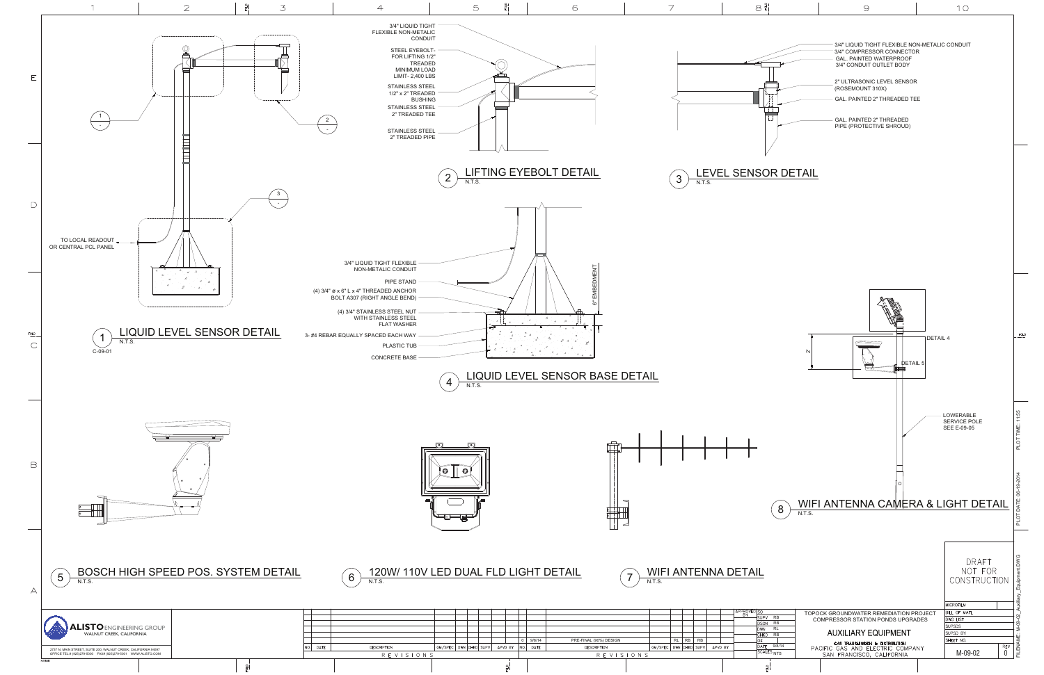## 1 LIQUID LEVEL SENSOR DETAIL
N.T.S.
C-09-01

TO LOCAL READOUT OR CENTRAL PCL PANEL

## 2 LIFTING EYEBOLT DETAIL
N.T.S.

- 3/4" LIQUID TIGHT FLEXIBLE NON-METALIC CONDUIT
- STEEL EYEBOLT- FOR LIFTING 1/2" TREADED MINIMUM LOAD LIMIT- 2,400 LBS
- STAINLESS STEEL 1/2" x 2" TREADED BUSHING
- STAINLESS STEEL 2" TREADED TEE
- STAINLESS STEEL 2" TREADED PIPE

## 3 LEVEL SENSOR DETAIL
N.T.S.

- 3/4" LIQUID TIGHT FLEXIBLE NON-METALIC CONDUIT
- 3/4" COMPRESSOR CONNECTOR
- GAL. PAINTED WATERPROOF 3/4" CONDUIT OUTLET BODY
- 2" ULTRASONIC LEVEL SENSOR (ROSEMOUNT 310X)
- GAL. PAINTED 2" THREADED TEE
- GAL. PAINTED 2" THREADED PIPE (PROTECTIVE SHROUD)

## 4 LIQUID LEVEL SENSOR BASE DETAIL
N.T.S.

- 3/4" LIQUID TIGHT FLEXIBLE NON-METALIC CONDUIT
- PIPE STAND
- (4) 3/4" ø x 6" L x 4" THREADED ANCHOR BOLT A307 (RIGHT ANGLE BEND)
- (4) 3/4" STAINLESS STEEL NUT WITH STAINLESS STEEL FLAT WASHER
- 3- #4 REBAR EQUALLY SPACED EACH WAY
- PLASTIC TUB
- CONCRETE BASE

6" EMBEDMENT

## 5 BOSCH HIGH SPEED POS. SYSTEM DETAIL
N.T.S.

## 6 120W/ 110V LED DUAL FLD LIGHT DETAIL
N.T.S.

## 7 WIFI ANTENNA DETAIL
N.T.S.

## 8 WIFI ANTENNA CAMERA & LIGHT DETAIL
N.T.S.

- DETAIL 4
- DETAIL 5
- LOWERABLE SERVICE POLE SEE E-09-05

DRAFT NOT FOR CONSTRUCTION

ALISTO ENGINEERING GROUP
WALNUT CREEK, CALIFORNIA
2737 N. MAIN STREET, SUITE 200, WALNUT CREEK, CALIFORNIA 94597
OFFICE TEL # (925)279-5000 FAX # (925)279-5001 WWW.ALISTO.COM

| NO. | DATE | DESCRIPTION | GM/SPEC | DWN | CHKD | SUPV | APVD BY |
|---|---|---|---|---|---|---|---|
| 0 | 9/8/14 | PRE-FINAL (90%) DESIGN | | RL | RB | RB | |

REVISIONS

APPROVED BY: GO
SUPV: RB
DSGN: RB
DWN: RL
CHKD: RB
DATE: 9/8/14
SCALE: NTS

TOPOCK GROUNDWATER REMEDIATION PROJECT
COMPRESSOR STATION PONDS UPGRADES

AUXILIARY EQUIPMENT

GAS TRANSMISSION & DISTRIBUTION
PACIFIC GAS AND ELECTRIC COMPANY
SAN FRANCISCO, CALIFORNIA

SHEET NO. M-09-02 REV 0

FILENAME: M-09-02_Auxiliary_Equipment.DWG
PLOT DATE: 06-19-2014 PLOT TIME: 1155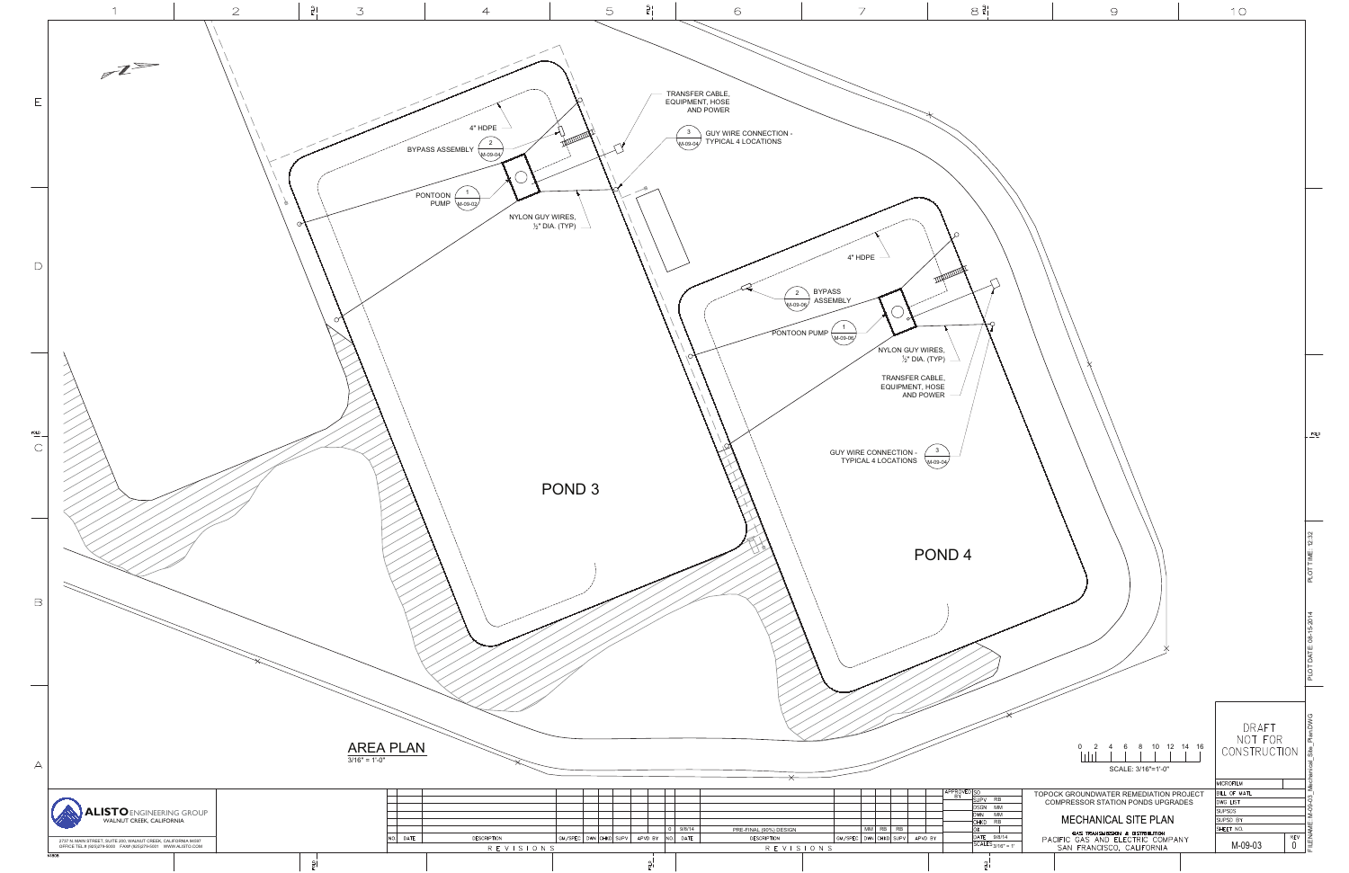# AREA PLAN

3/16" = 1'-0"

POND 3

POND 4

4" HDPE

BYPASS ASSEMBLY (2 / M-09-04)

PONTOON PUMP (1 / M-09-02)

NYLON GUY WIRES, ½" DIA. (TYP)

TRANSFER CABLE, EQUIPMENT, HOSE AND POWER

GUY WIRE CONNECTION - TYPICAL 4 LOCATIONS (3 / M-09-04)

4" HDPE

BYPASS ASSEMBLY (2 / M-09-06)

PONTOON PUMP (1 / M-09-06)

NYLON GUY WIRES, ½" DIA. (TYP)

TRANSFER CABLE, EQUIPMENT, HOSE AND POWER

GUY WIRE CONNECTION - TYPICAL 4 LOCATIONS (3 / M-09-04)

SCALE: 3/16"=1'-0"

0 2 4 6 8 10 12 14 16

DRAFT NOT FOR CONSTRUCTION

**ALISTO** ENGINEERING GROUP
WALNUT CREEK, CALIFORNIA

2737 N. MAIN STREET, SUITE 200, WALNUT CREEK, CALIFORNIA 94597
OFFICE TEL # (925)279-5000 FAX# (925)279-5001 WWW.ALISTO.COM

| NO. | DATE | DESCRIPTION | GM/SPEC | DWN | CHKD | SUPV | APVD BY |
|---|---|---|---|---|---|---|---|
| 0 | 9/8/14 | PRE-FINAL (90%) DESIGN | | MM | RB | RB | |

REVISIONS

| APPROVED BY | SO |
|---|---|
| SUPV | RB |
| DSGN | MM |
| DWN | MM |
| CHKD | RB |
| GE | |
| DATE | 9/8/14 |
| SCALES | 3/16" = 1' |

TOPOCK GROUNDWATER REMEDIATION PROJECT
COMPRESSOR STATION PONDS UPGRADES

MECHANICAL SITE PLAN

GAS TRANSMISSION & DISTRIBUTION
PACIFIC GAS AND ELECTRIC COMPANY
SAN FRANCISCO, CALIFORNIA

MICROFILM
BILL OF MAT'L
DWG LIST
SUPSDS
SUPSD BY
SHEET NO.

M-09-03 REV 0

FILENAME: M-09-03_Mechanical_Site_Plan.DWG
PLOT DATE: 08-15-2014
PLOT TIME: 12:32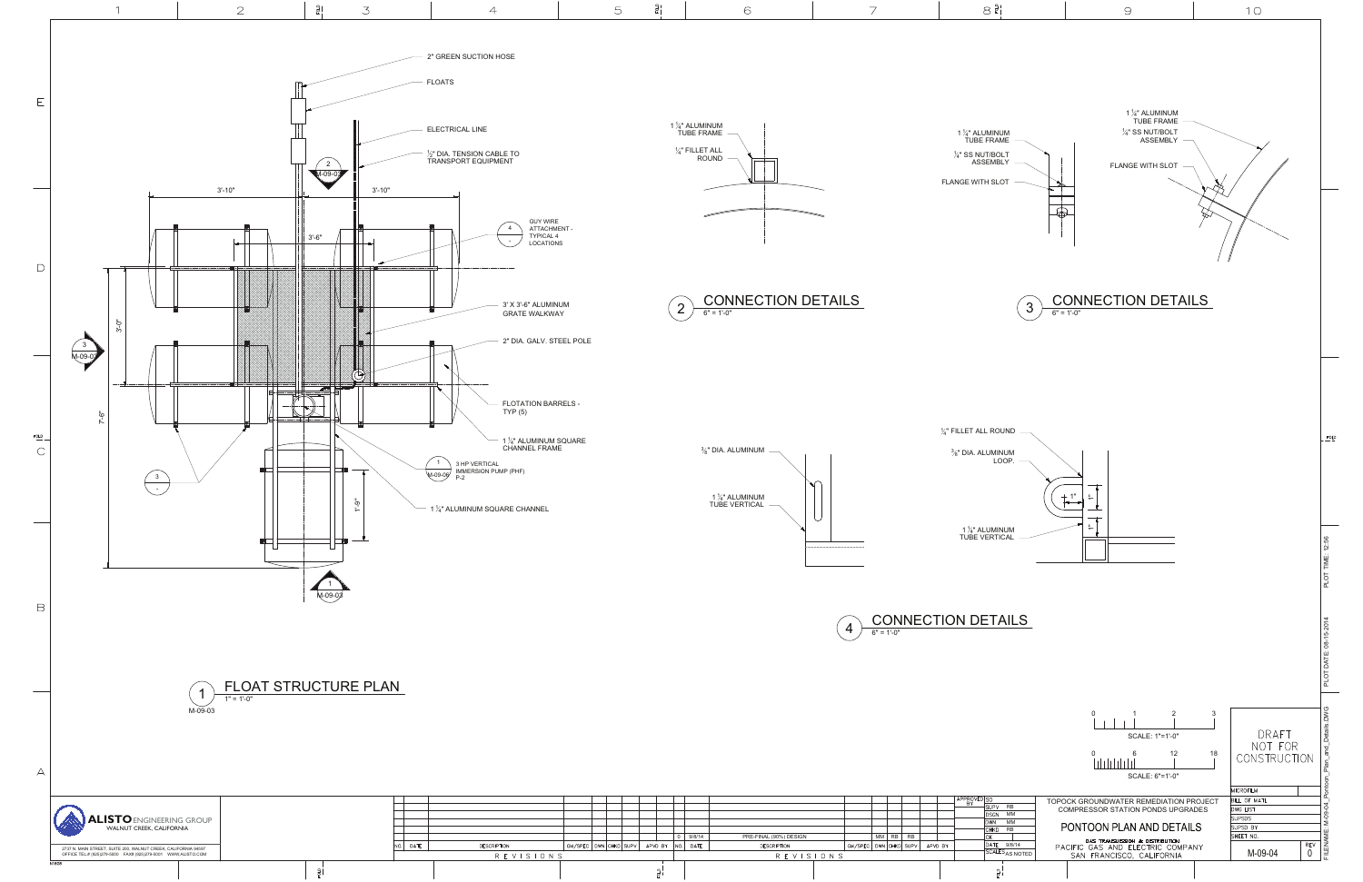## 1 FLOAT STRUCTURE PLAN
1" = 1'-0"
M-09-03

- 2" GREEN SUCTION HOSE
- FLOATS
- ELECTRICAL LINE
- ½" DIA. TENSION CABLE TO TRANSPORT EQUIPMENT
- GUY WIRE ATTACHMENT - TYPICAL 4 LOCATIONS
- 3' X 3'-6" ALUMINUM GRATE WALKWAY
- 2" DIA. GALV. STEEL POLE
- FLOTATION BARRELS - TYP (5)
- 1 ¼" ALUMINUM SQUARE CHANNEL FRAME
- 3 HP VERTICAL IMMERSION PUMP (PHF) P-2
- 1 ¼" ALUMINUM SQUARE CHANNEL

3'-10" | 3'-10" | 3'-6" | 3'-0" | 7'-6" | 1'-9"

## 2 CONNECTION DETAILS
6" = 1'-0"

- 1 ¼" ALUMINUM TUBE FRAME
- ¼" FILLET ALL ROUND

## 3 CONNECTION DETAILS
6" = 1'-0"

- 1 ¼" ALUMINUM TUBE FRAME
- ¾" SS NUT/BOLT ASSEMBLY
- FLANGE WITH SLOT

## 4 CONNECTION DETAILS
6" = 1'-0"

- ⅜" DIA. ALUMINUM
- 1 ¼" ALUMINUM TUBE VERTICAL
- ¼" FILLET ALL ROUND
- ⅜" DIA. ALUMINUM LOOP.
- 1"

SCALE: 1"=1'-0" (0, 1, 2, 3)
SCALE: 6"=1'-0" (0, 6, 12, 18)

DRAFT NOT FOR CONSTRUCTION

| NO. | DATE | DESCRIPTION | GM/SPEC | DWN | CHKD | SUPV | APVD BY |
|---|---|---|---|---|---|---|---|
| 0 | 9/8/14 | PRE-FINAL (90%) DESIGN | | MM | RB | RB | |

REVISIONS

APPROVED BY: SO
SUPV: RB
DSGN: MM
DWN: MM
CHKD: RB
DATE: 9/8/14
SCALE: AS NOTED

ALISTO ENGINEERING GROUP
WALNUT CREEK, CALIFORNIA
2737 N. MAIN STREET, SUITE 200, WALNUT CREEK, CALIFORNIA 94597
OFFICE TEL.# (925)279-5000 FAX# (925)279-5001 WWW.ALISTO.COM

TOPOCK GROUNDWATER REMEDIATION PROJECT
COMPRESSOR STATION PONDS UPGRADES

PONTOON PLAN AND DETAILS

GAS TRANSMISSION & DISTRIBUTION
PACIFIC GAS AND ELECTRIC COMPANY
SAN FRANCISCO, CALIFORNIA

SHEET NO. M-09-04 REV 0

FILENAME: M-09-04_Pontoon_Plan_and_Details.DWG
PLOT DATE: 08-15-2014
PLOT TIME: 12:56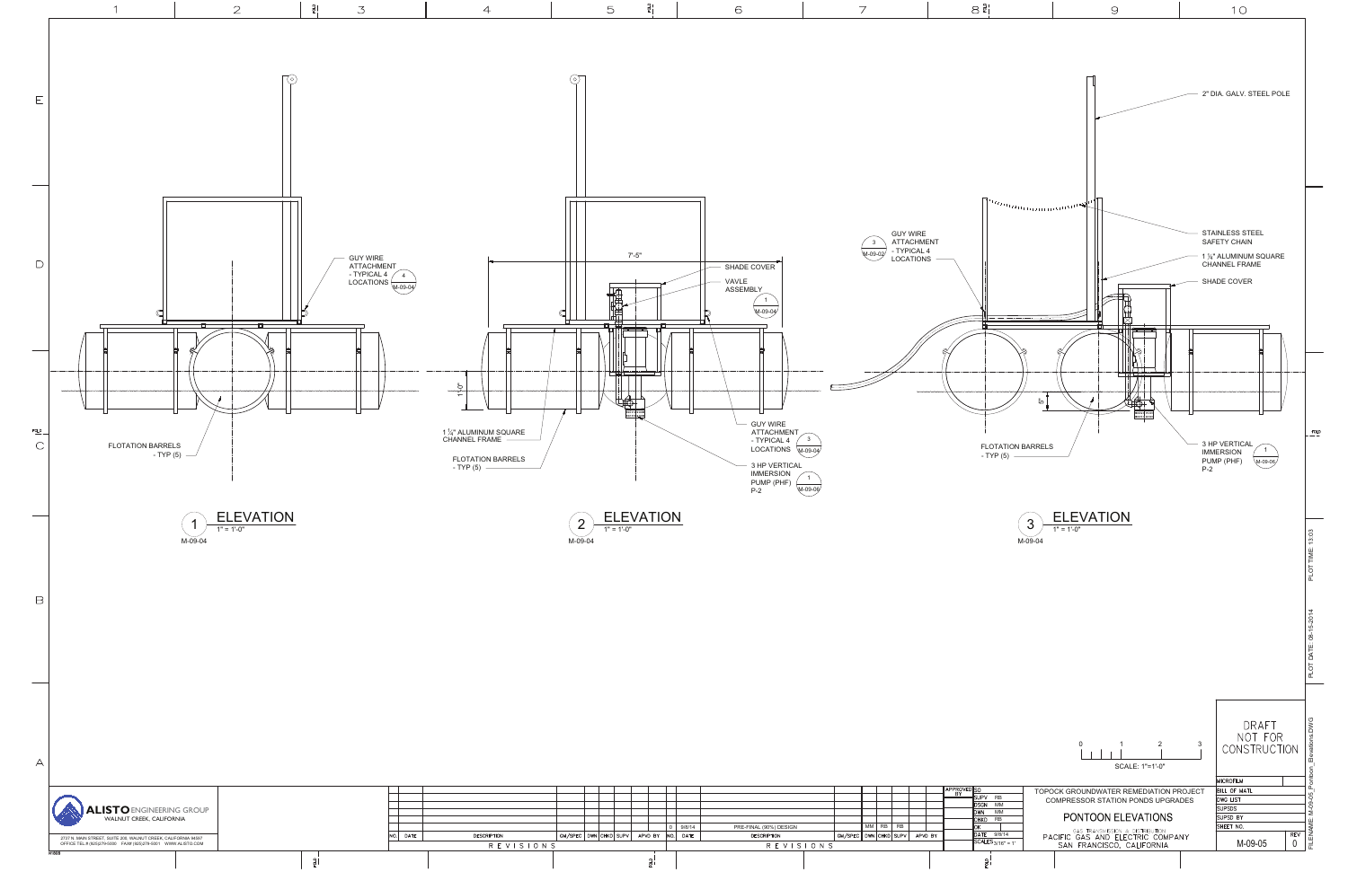# PONTOON ELEVATIONS

## 1 ELEVATION
1" = 1'-0"
M-09-04

- GUY WIRE ATTACHMENT - TYPICAL 4 LOCATIONS (4 / M-09-04)
- FLOTATION BARRELS - TYP (5)

## 2 ELEVATION
1" = 1'-0"
M-09-04

- 7'-5"
- 1'-0"
- SHADE COVER
- VAVLE ASSEMBLY (1 / M-09-04)
- GUY WIRE ATTACHMENT - TYPICAL 4 LOCATIONS (3 / M-09-04)
- 3 HP VERTICAL IMMERSION PUMP (PHF) P-2 (1 / M-09-06)
- 1 ¼" ALUMINUM SQUARE CHANNEL FRAME
- FLOTATION BARRELS - TYP (5)

## 3 ELEVATION
1" = 1'-0"
M-09-04

- GUY WIRE ATTACHMENT - TYPICAL 4 LOCATIONS (3 / M-09-03)
- 2" DIA. GALV. STEEL POLE
- STAINLESS STEEL SAFETY CHAIN
- 1 ¼" ALUMINUM SQUARE CHANNEL FRAME
- SHADE COVER
- 5"
- 3 HP VERTICAL IMMERSION PUMP (PHF) P-2 (1 / M-09-06)
- FLOTATION BARRELS - TYP (5)

SCALE: 1"=1'-0" (0 1 2 3)

DRAFT NOT FOR CONSTRUCTION

| NO. | DATE | DESCRIPTION | DWN | CHKD | SUPV | APVD BY |
|---|---|---|---|---|---|---|
| 0 | 8/8/14 | PRE-FINAL (90%) DESIGN | MM | RB | RB | |

ALISTO ENGINEERING GROUP
WALNUT CREEK, CALIFORNIA
2737 N. MAIN STREET, SUITE 200, WALNUT CREEK, CALIFORNIA 94597
OFFICE TEL.#(925)279-5000 FAX#(925)279-5001 WWW.ALISTO.COM

APPROVED BY: SD
SUPV: RB
DSGN: MM
DWN: MM
CHKD: RB
DATE: 8/8/14
SCALE: 3/16" = 1'

TOPOCK GROUNDWATER REMEDIATION PROJECT
COMPRESSOR STATION PONDS UPGRADES

PONTOON ELEVATIONS

GAS TRANSMISSION & DISTRIBUTION
PACIFIC GAS AND ELECTRIC COMPANY
SAN FRANCISCO, CALIFORNIA

SHEET NO. M-09-05
REV 0

PLOT TIME: 13:03
PLOT DATE: 08-15-2014
FILENAME: M-09-05_Pontoon_Elevations.DWG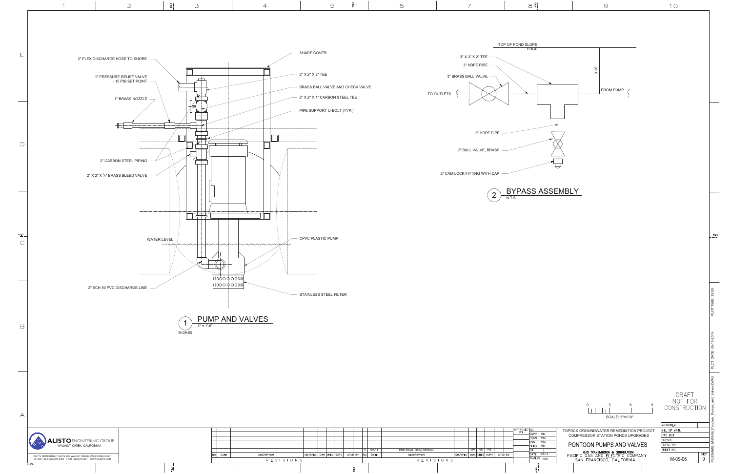## 1 PUMP AND VALVES
3" = 1'-0"
M-09-05

- 2" FLEX DISCHARGE HOSE TO SHORE
- 1" PRESSURE RELIEF VALVE - 15 PSI SET POINT
- 1" BRASS NOZZLE
- 2" CARBON STEEL PIPING
- 2" X 2" X ½" BRASS BLEED VALVE
- WATER LEVEL
- 2" SCH 80 PVC DISCHARGE LINE
- SHADE COVER
- 2" X 2" X 2" TEE
- BRASS BALL VALVE AND CHECK VALVE
- 2" X 2" X 1" CARBON STEEL TEE
- PIPE SUPPORT U-BOLT (TYP.)
- CPVC PLASTIC PUMP
- STAINLESS STEEL FILTER

## 2 BYPASS ASSEMBLY
N.T.S.

- TOP OF POND SLOPE EDGE
- 3'-0"
- 3" X 3" X 2" TEE
- 3" HDPE PIPE
- 3" BRASS BALL VALVE
- TO OUTLETS
- FROM PUMP
- 2" HDPE PIPE
- 2" BALL VALVE, BRASS
- 2" CAM LOCK FITTING WITH CAP

SCALE: 3"=1'-0" (0, 3, 6, 9)

DRAFT NOT FOR CONSTRUCTION

| NO. | DATE | DESCRIPTION | GM/SPEC | DWN | CHKD | SUPV | APVD BY |
|---|---|---|---|---|---|---|---|
| 0 | 9/8/14 | PRE-FINAL (90%) DESIGN | | MM | RB | RB | |

REVISIONS

ALISTO ENGINEERING GROUP
WALNUT CREEK, CALIFORNIA
2737 N. MAIN STREET, SUITE 200, WALNUT CREEK, CALIFORNIA 94597
OFFICE TEL:8 (925)279-5000 FAX:8 (925)279-5001 WWW.ALISTO.COM

APPROVED BY: SO
SUPV: RB
DSGN: MM
DWN: MM
CHKD: RB
DE:
DATE: 9/8/14
SCALE: NTS

TOPOCK GROUNDWATER REMEDIATION PROJECT
COMPRESSOR STATION PONDS UPGRADES

PONTOON PUMPS AND VALVES

GAS TRANSMISSION & DISTRIBUTION
PACIFIC GAS AND ELECTRIC COMPANY
SAN FRANCISCO, CALIFORNIA

MICROFILM / BILL OF MAT'L / DWG LIST / SUPSDS / SUPSD BY
SHEET NO. M-09-06 REV 0

FILENAME: M-09-06_Pontoon_Pumps_and_Valves.DWG PLOT DATE: 06-15-2014 PLOT TIME: 13:09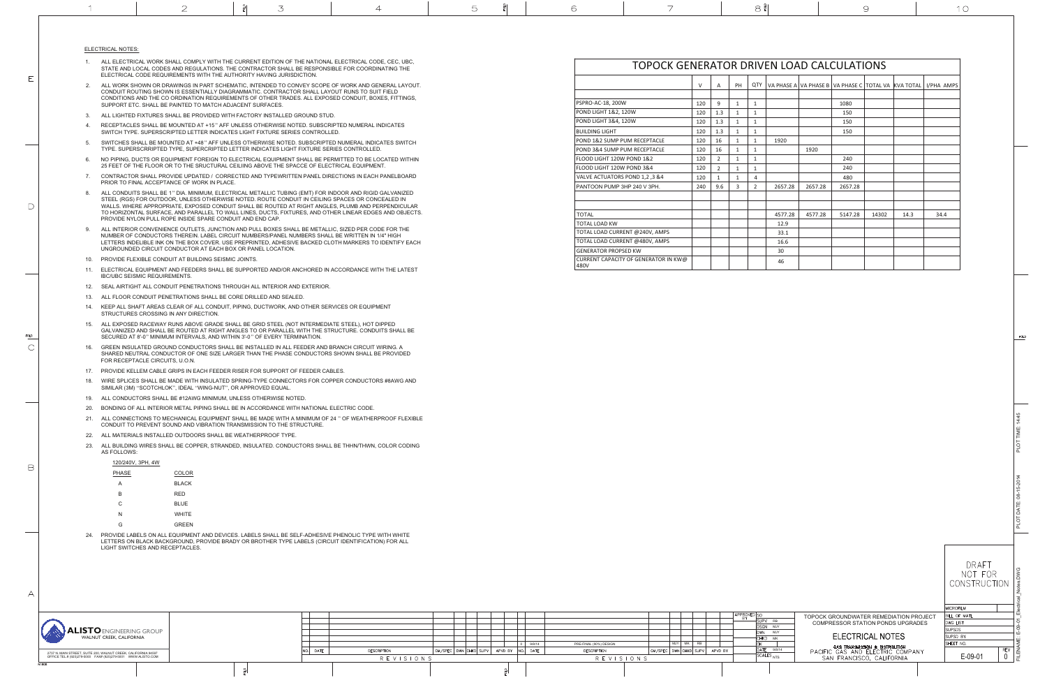## ELECTRICAL NOTES:

1. ALL ELECTRICAL WORK SHALL COMPLY WITH THE CURRENT EDITION OF THE NATIONAL ELECTRICAL CODE, CEC, UBC, STATE AND LOCAL CODES AND REGULATIONS. THE CONTRACTOR SHALL BE RESPONSIBLE FOR COORDINATING THE ELECTRICAL CODE REQUIREMENTS WITH THE AUTHORITY HAVING JURISDICTION.
2. ALL WORK SHOWN OR DRAWINGS IN PART SCHEMATIC, INTENDED TO CONVEY SCOPE OF WORK AND GENERAL LAYOUT. CONDUIT ROUTING SHOWN IS ESSENTIALLY DIAGRAMMATIC. CONTRACTOR SHALL LAYOUT RUNS TO SUIT FIELD CONDITIONS AND THE CO ORDINATION REQUIREMENTS OF OTHER TRADES. ALL EXPOSED CONDUIT, BOXES, FITTINGS, SUPPORT ETC. SHALL BE PAINTED TO MATCH ADJACENT SURFACES.
3. ALL LIGHTED FIXTURES SHALL BE PROVIDED WITH FACTORY INSTALLED GROUND STUD.
4. RECEPTACLES SHALL BE MOUNTED AT +15'' AFF UNLESS OTHERWISE NOTED. SUBSCRIPTED NUMERAL INDICATES SWITCH TYPE. SUPERSCRIPTED LETTER INDICATES LIGHT FIXTURE SERIES CONTROLLED.
5. SWITCHES SHALL BE MOUNTED AT +48'' AFF UNLESS OTHERWISE NOTED. SUBSCRIPTED NUMERAL INDICATES SWITCH TYPE. SUPERSCRRIPTED TYPE, SUPERCRIPTED LETTER INDICATES LIGHT FIXTURE SERIES CONTROLLED.
6. NO PIPING, DUCTS OR EQUIPMENT FOREIGN TO ELECTRICAL EQUIPMENT SHALL BE PERMITTED TO BE LOCATED WITHIN 25 FEET OF THE FLOOR OR TO THE SRUCTURAL CEILING ABOVE THE SPACCE OF ELECTRICAL EQUIPMENT.
7. CONTRACTOR SHALL PROVIDE UPDATED / CORRECTED AND TYPEWRITTEN PANEL DIRECTIONS IN EACH PANELBOARD PRIOR TO FINAL ACCEPTANCE OF WORK IN PLACE.
8. ALL CONDUITS SHALL BE 1'' DIA. MINIMUM, ELECTRICAL METALLIC TUBING (EMT) FOR INDOOR AND RIGID GALVANIZED STEEL (RGS) FOR OUTDOOR, UNLESS OTHERWISE NOTED. ROUTE CONDUIT IN CEILING SPACES OR CONCEALED IN WALLS. WHERE APPROPRIATE, EXPOSED CONDUIT SHALL BE ROUTED AT RIGHT ANGLES, PLUMB AND PERPENDICULAR TO HORIZONTAL SURFACE, AND PARALLEL TO WALL LINES, DUCTS, FIXTURES, AND OTHER LINEAR EDGES AND OBJECTS. PROVIDE NYLON PULL ROPE INSIDE SPARE CONDUIT AND END CAP.
9. ALL INTERIOR CONVENIENCE OUTLETS, JUNCTION AND PULL BOXES SHALL BE METALLIC, SIZED PER CODE FOR THE NUMBER OF CONDUCTORS THEREIN. LABEL CIRCUIT NUMBERS/PANEL NUMBERS SHALL BE WRITTEN IN 1/4" HIGH LETTERS INDELIBLE INK ON THE BOX COVER. USE PREPRINTED, ADHESIVE BACKED CLOTH MARKERS TO IDENTIFY EACH UNGROUNDED CIRCUIT CONDUCTOR AT EACH BOX OR PANEL LOCATION.
10. PROVIDE FLEXIBLE CONDUIT AT BUILDING SEISMIC JOINTS.
11. ELECTRICAL EQUIPMENT AND FEEDERS SHALL BE SUPPORTED AND/OR ANCHORED IN ACCORDANCE WITH THE LATEST IBC/UBC SEISMIC REQUIREMENTS.
12. SEAL AIRTIGHT ALL CONDUIT PENETRATIONS THROUGH ALL INTERIOR AND EXTERIOR.
13. ALL FLOOR CONDUIT PENETRATIONS SHALL BE CORE DRILLED AND SEALED.
14. KEEP ALL SHAFT AREAS CLEAR OF ALL CONDUIT, PIPING, DUCTWORK, AND OTHER SERVICES OR EQUIPMENT STRUCTURES CROSSING IN ANY DIRECTION.
15. ALL EXPOSED RACEWAY RUNS ABOVE GRADE SHALL BE GRID STEEL (NOT INTERMEDIATE STEEL), HOT DIPPED GALVANIZED AND SHALL BE ROUTED AT RIGHT ANGLES TO OR PARALLEL WITH THE STRUCTURE. CONDUITS SHALL BE SECURED AT 8'-0'' MINIMUM INTERVALS, AND WITHIN 3'-0'' OF EVERY TERMINATION.
16. GREEN INSULATED GROUND CONDUCTORS SHALL BE INSTALLED IN ALL FEEDER AND BRANCH CIRCUIT WIRING. A SHARED NEUTRAL CONDUCTOR OF ONE SIZE LARGER THAN THE PHASE CONDUCTORS SHOWN SHALL BE PROVIDED FOR RECEPTACLE CIRCUITS, U.O.N.
17. PROVIDE KELLEM CABLE GRIPS IN EACH FEEDER RISER FOR SUPPORT OF FEEDER CABLES.
18. WIRE SPLICES SHALL BE MADE WITH INSULATED SPRING-TYPE CONNECTORS FOR COPPER CONDUCTORS #8AWG AND SIMILAR (3M) ''SCOTCHLOK'', IDEAL ''WING-NUT'', OR APPROVED EQUAL.
19. ALL CONDUCTORS SHALL BE #12AWG MINIMUM, UNLESS OTHERWISE NOTED.
20. BONDING OF ALL INTERIOR METAL PIPING SHALL BE IN ACCORDANCE WITH NATIONAL ELECTRIC CODE.
21. ALL CONNECTIONS TO MECHANICAL EQUIPMENT SHALL BE MADE WITH A MINIMUM OF 24 '' OF WEATHERPROOF FLEXIBLE CONDUIT TO PREVENT SOUND AND VIBRATION TRANSMISSION TO THE STRUCTURE.
22. ALL MATERIALS INSTALLED OUTDOORS SHALL BE WEATHERPROOF TYPE.
23. ALL BUILDING WIRES SHALL BE COPPER, STRANDED, INSULATED. CONDUCTORS SHALL BE THHN/THWN, COLOR CODING AS FOLLOWS:

120/240V, 3PH, 4W

| PHASE | COLOR |
|---|---|
| A | BLACK |
| B | RED |
| C | BLUE |
| N | WHITE |
| G | GREEN |

24. PROVIDE LABELS ON ALL EQUIPMENT AND DEVICES. LABELS SHALL BE SELF-ADHESIVE PHENOLIC TYPE WITH WHITE LETTERS ON BLACK BACKGROUND, PROVIDE BRADY OR BROTHER TYPE LABELS (CIRCUIT IDENTIFICATION) FOR ALL LIGHT SWITCHES AND RECEPTACLES.

## TOPOCK GENERATOR DRIVEN LOAD CALCULATIONS

| | V | A | PH | QTY | VA PHASE A | VA PHASE B | VA PHASE C | TOTAL VA | KVA TOTAL | I/PHA AMPS |
|---|---|---|---|---|---|---|---|---|---|---|
| PSPRO-AC-18, 200W | 120 | 9 | 1 | 1 | | | 1080 | | | |
| POND LIGHT 1&2, 120W | 120 | 1.3 | 1 | 1 | | | 150 | | | |
| POND LIGHT 3&4, 120W | 120 | 1.3 | 1 | 1 | | | 150 | | | |
| BUILDING LIGHT | 120 | 1.3 | 1 | 1 | | | 150 | | | |
| POND 1&2 SUMP PUM RECEPTACLE | 120 | 16 | 1 | 1 | 1920 | | | | | |
| POND 3&4 SUMP PUM RECEPTACLE | 120 | 16 | 1 | 1 | | 1920 | | | | |
| FLOOD LIGHT 120W POND 1&2 | 120 | 2 | 1 | 1 | | | 240 | | | |
| FLOOD LIGHT 120W POND 3&4 | 120 | 2 | 1 | 1 | | | 240 | | | |
| VALVE ACTUATORS POND 1,2 ,3 &4 | 120 | 1 | 1 | 4 | | | 480 | | | |
| PANTOON PUMP 3HP 240 V 3PH. | 240 | 9.6 | 3 | 2 | 2657.28 | 2657.28 | 2657.28 | | | |
| | | | | | | | | | | |
| | | | | | | | | | | |
| TOTAL | | | | | 4577.28 | 4577.28 | 5147.28 | 14302 | 14.3 | 34.4 |
| TOTAL LOAD KW | | | | | 12.9 | | | | | |
| TOTAL LOAD CURRENT @240V, AMPS | | | | | 33.1 | | | | | |
| TOTAL LOAD CURRENT @480V, AMPS | | | | | 16.6 | | | | | |
| GENERATOR PROPSED KW | | | | | 30 | | | | | |
| CURRENT CAPACITY OF GENERATOR IN KW@ 480V | | | | | 46 | | | | | |

DRAFT NOT FOR CONSTRUCTION

| NO. | DATE | DESCRIPTION | DSGN | DWN | CHKD | SUPV | APVD BY |
|---|---|---|---|---|---|---|---|
| 0 | 9/8/14 | PRE-FINAL (90%) DESIGN | | MJY | MK | RB | |

ALISTO ENGINEERING GROUP
WALNUT CREEK, CALIFORNIA
2737 N. MAIN STREET, SUITE 200, WALNUT CREEK, CALIFORNIA 94597
OFFICE TEL # (925)279-5000 FAX# (925)279-5001 WWW.ALISTO.COM

SUPV: RB
DSGN: MJY
DWN: MJY
CHKD: MK
DATE: 9/8/14
SCALE: NTS

TOPOCK GROUNDWATER REMEDIATION PROJECT
COMPRESSOR STATION PONDS UPGRADES

ELECTRICAL NOTES

GAS TRANSMISSION & DISTRIBUTION
PACIFIC GAS AND ELECTRIC COMPANY
SAN FRANCISCO, CALIFORNIA

SHEET NO. E-09-01 REV 0

FILENAME: E-09-01_Electrical_Notes.DWG
PLOT DATE: 08-15-2014 PLOT TIME: 1445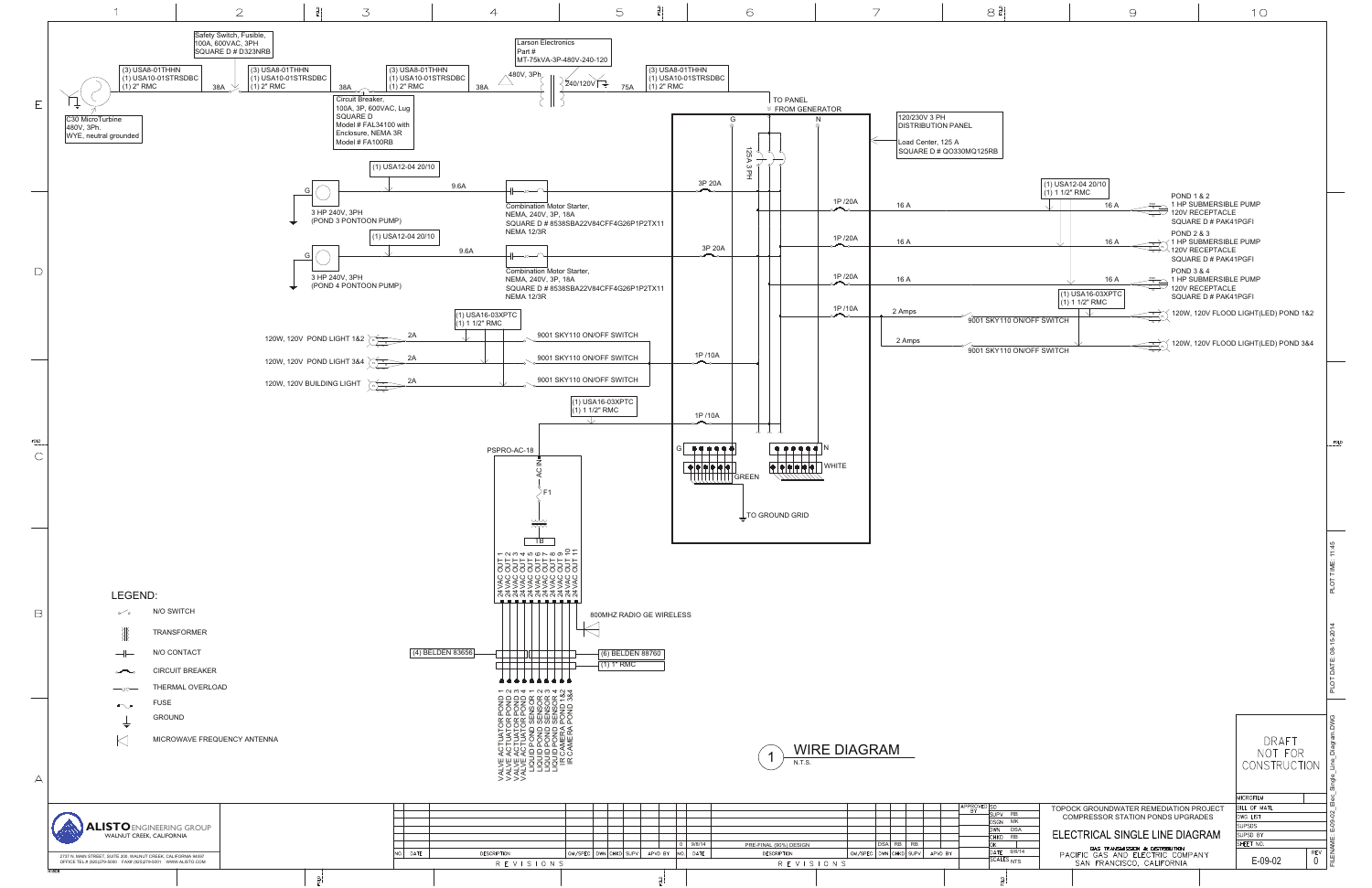# ELECTRICAL SINGLE LINE DIAGRAM

## 1 WIRE DIAGRAM

N.T.S.

C30 MicroTurbine
480V, 3Ph.
WYE, neutral grounded

(3) USA8-01THHN
(1) USA10-01STRSDBC
(1) 2" RMC

38A

Safety Switch, Fusible,
100A, 600VAC, 3PH
SQUARE D # D323NRB

(3) USA8-01THHN
(1) USA10-01STRSDBC
(1) 2" RMC

38A

Circuit Breaker,
100A, 3P, 600VAC, Lug
SQUARE D
Model # FAL34100 with
Enclosure, NEMA 3R
Model # FA100RB

(3) USA8-01THHN
(1) USA10-01STRSDBC
(1) 2" RMC

38A

Larson Electronics
Part #
MT-75kVA-3P-480V-240-120

480V, 3Ph

240/120V

75A

(3) USA8-01THHN
(1) USA10-01STRSDBC
(1) 2" RMC

TO PANEL
FROM GENERATOR

G N

125A 3 PH

120/230V 3 PH
DISTRIBUTION PANEL

Load Center, 125 A
SQUARE D # QO330MQ125RB

(1) USA12-04 20/10

9.6A

3 HP 240V, 3PH
(POND 3 PONTOON PUMP)

Combination Motor Starter,
NEMA, 240V, 3P, 18A
SQUARE D # 8538SBA22V84CFF4G26P1P2TX11
NEMA 12/3R

3P 20A

(1) USA12-04 20/10

9.6A

3 HP 240V, 3PH
(POND 4 PONTOON PUMP)

Combination Motor Starter,
NEMA, 240V, 3P, 18A
SQUARE D # 8538SBA22V84CFF4G26P1P2TX11
NEMA 12/3R

3P 20A

1P /20A — 16 A
1P /20A — 16 A
1P /20A — 16 A
1P /10A — 2 Amps
2 Amps

(1) USA12-04 20/10
(1) 1 1/2" RMC

16 A — POND 1 & 2
1 HP SUBMERSIBLE PUMP
120V RECEPTACLE
SQUARE D # PAK41PGFI

16 A — POND 2 & 3
1 HP SUBMERSIBLE PUMP
120V RECEPTACLE
SQUARE D # PAK41PGFI

16 A — POND 3 & 4
1 HP SUBMERSIBLE PUMP
120V RECEPTACLE
SQUARE D # PAK41PGFI

(1) USA16-03XPTC
(1) 1 1/2" RMC

9001 SKY110 ON/OFF SWITCH — 120W, 120V FLOOD LIGHT(LED) POND 1&2

9001 SKY110 ON/OFF SWITCH — 120W, 120V FLOOD LIGHT(LED) POND 3&4

(1) USA16-03XPTC
(1) 1 1/2" RMC

120W, 120V POND LIGHT 1&2 — 2A — 9001 SKY110 ON/OFF SWITCH

120W, 120V POND LIGHT 3&4 — 2A — 9001 SKY110 ON/OFF SWITCH

120W, 120V BUILDING LIGHT — 2A — 9001 SKY110 ON/OFF SWITCH

1P /10A

(1) USA16-03XPTC
(1) 1 1/2" RMC

1P /10A

PSPRO-AC-18

AC IN

F1

TB

24 VAC OUT 1
24 VAC OUT 2
24 VAC OUT 3
24 VAC OUT 4
24 VAC OUT 5
24 VAC OUT 6
24 VAC OUT 7
24 VAC OUT 8
24 VAC OUT 9
24 VAC OUT 10
24 VAC OUT 11

800MHZ RADIO GE WIRELESS

(4) BELDEN 83656

(6) BELDEN 88760
(1) 1" RMC

VALVE ACTUATOR POND 1
VALVE ACTUATOR POND 2
VALVE ACTUATOR POND 3
VALVE ACTUATOR POND 4
LIQUID POND SENSOR 1
LIQUID POND SENSOR 2
LIQUID POND SENSOR 3
LIQUID POND SENSOR 4
IR CAMERA POND 1&2
IR CAMERA POND 3&4

G — GREEN
N — WHITE

TO GROUND GRID

### LEGEND:

- N/O SWITCH
- TRANSFORMER
- N/O CONTACT
- CIRCUIT BREAKER
- THERMAL OVERLOAD
- FUSE
- GROUND
- MICROWAVE FREQUENCY ANTENNA

DRAFT
NOT FOR
CONSTRUCTION

| NO. | DATE | DESCRIPTION | GM/SPEC | DWN | CHKD | SUPV | APVD BY |
|---|---|---|---|---|---|---|---|
| 0 | 9/8/14 | PRE-FINAL (90%) DESIGN | | DSA | RB | RB | |

REVISIONS

ALISTO ENGINEERING GROUP
WALNUT CREEK, CALIFORNIA
2737 N. MAIN STREET, SUITE 200, WALNUT CREEK, CALIFORNIA 94597
OFFICE TEL # (925)279-5000 FAX# (925)279-5001 WWW.ALISTO.COM

| | |
|---|---|
| APPROVED BY | SO |
| SUPV | RB |
| DSGN | MK |
| DWN | DSA |
| CHKD | RB |
| OK | |
| DATE | 9/8/14 |
| SCALE | NTS |

TOPOCK GROUNDWATER REMEDIATION PROJECT
COMPRESSOR STATION PONDS UPGRADES

ELECTRICAL SINGLE LINE DIAGRAM

GAS TRANSMISSION & DISTRIBUTION
PACIFIC GAS AND ELECTRIC COMPANY
SAN FRANCISCO, CALIFORNIA

MICROFILM / BILL OF MAT'L / DWG LIST / SUPSDS / SUPSD BY / SHEET NO.

E-09-02 REV 0

FILENAME: E-09-02_Elec_Single_Line_Diagram.DWG
PLOT DATE: 09-15-2014
PLOT TIME: 11:45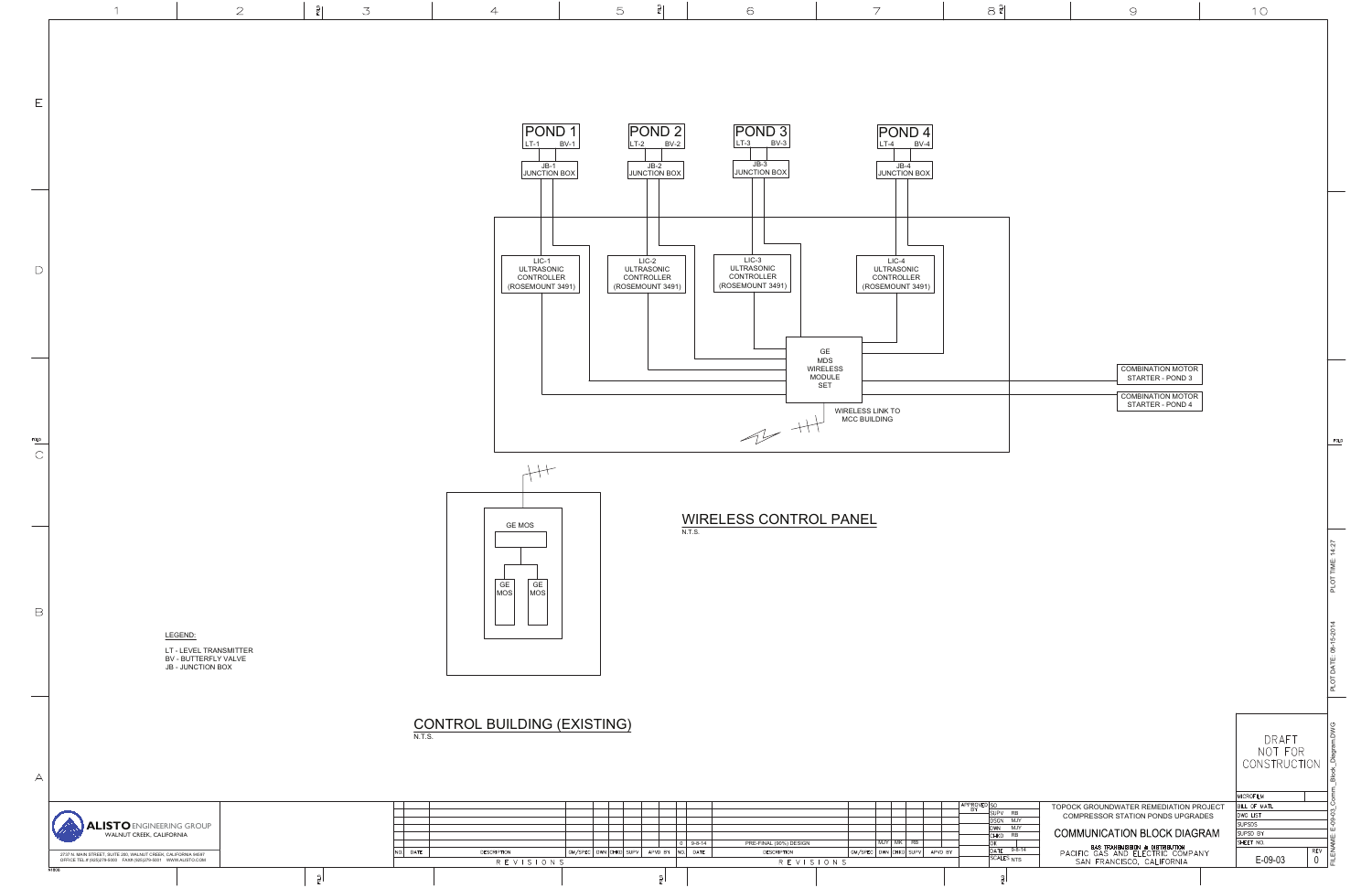POND 1
LT-1 BV-1

JB-1
JUNCTION BOX

POND 2
LT-2 BV-2

JB-2
JUNCTION BOX

POND 3
LT-3 BV-3

JB-3
JUNCTION BOX

POND 4
LT-4 BV-4

JB-4
JUNCTION BOX

LIC-1
ULTRASONIC
CONTROLLER
(ROSEMOUNT 3491)

LIC-2
ULTRASONIC
CONTROLLER
(ROSEMOUNT 3491)

LIC-3
ULTRASONIC
CONTROLLER
(ROSEMOUNT 3491)

LIC-4
ULTRASONIC
CONTROLLER
(ROSEMOUNT 3491)

GE
MDS
WIRELESS
MODULE
SET

WIRELESS LINK TO
MCC BUILDING

COMBINATION MOTOR
STARTER - POND 3

COMBINATION MOTOR
STARTER - POND 4

## WIRELESS CONTROL PANEL

N.T.S.

GE MOS

GE MOS

GE MOS

LEGEND:

LT - LEVEL TRANSMITTER
BV - BUTTERFLY VALVE
JB - JUNCTION BOX

## CONTROL BUILDING (EXISTING)

N.T.S.

DRAFT
NOT FOR
CONSTRUCTION

**ALISTO** ENGINEERING GROUP
WALNUT CREEK, CALIFORNIA

2737 N. MAIN STREET, SUITE 200, WALNUT CREEK, CALIFORNIA 94597
OFFICE TEL.# (925)279-5000 FAX# (925)279-5001 WWW.ALISTO.COM

| NO. | DATE | DESCRIPTION | DM/SPEC | DWN | CHKD | SUPV | APVD BY |
|---|---|---|---|---|---|---|---|
| 0 | 9-8-14 | PRE-FINAL (90%) DESIGN | | MJY | MK | RB | |

REVISIONS

APPROVED BY: SO
SUPV: RB
DSGN: MJY
DWN: MJY
CHKD: RB
DATE: 9-8-14
SCALE: NTS

TOPOCK GROUNDWATER REMEDIATION PROJECT
COMPRESSOR STATION PONDS UPGRADES

COMMUNICATION BLOCK DIAGRAM

GAS TRANSMISSION & DISTRIBUTION
PACIFIC GAS AND ELECTRIC COMPANY
SAN FRANCISCO, CALIFORNIA

SHEET NO. E-09-03
REV 0

PLOT DATE: 08-15-2014 PLOT TIME: 14:27
FILENAME: E-09-03_Comm_Block_Diagram.DWG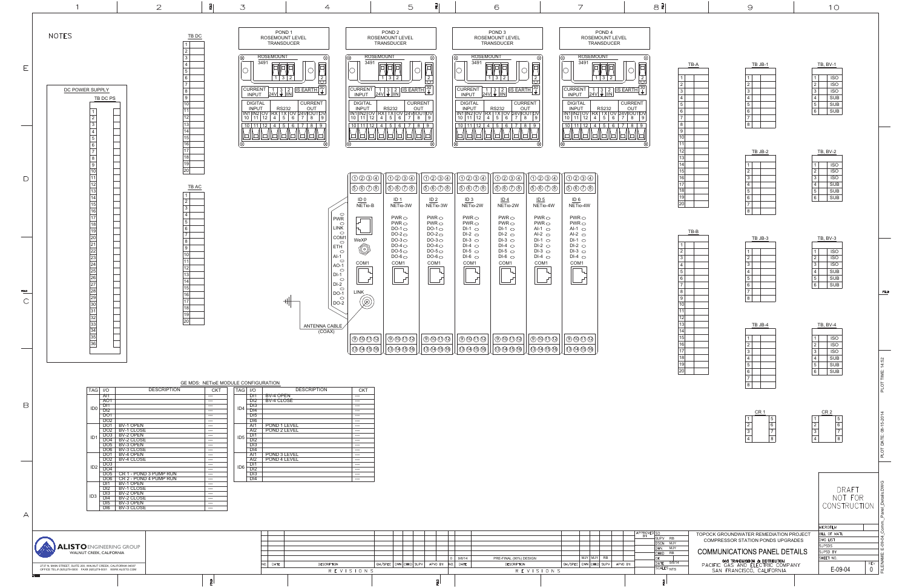# NOTES

## DC POWER SUPPLY

TB DC PS (1–36)

TB DC (1–20)

TB AC (1–20)

POND 1 ROSEMOUNT LEVEL TRANSDUCER

POND 2 ROSEMOUNT LEVEL TRANSDUCER

POND 3 ROSEMOUNT LEVEL TRANSDUCER

POND 4 ROSEMOUNT LEVEL TRANSDUCER

ROSEMOUNT 3491

CURRENT INPUT 1 3 2 24V IIN | IS EARTH

DIGITAL INPUT | RS232 | CURRENT OUT
IN1 IN2 0V RX TX 0V 24V IOUT 0V
10 11 12 4 5 6 7 8 9

ID 0 NETio-B — PWR, LINK, COM1, ETH, AI-1, AO-1, DI-1, DI-2, DO-1, DO-2, WeXP, COM1, LINK

ID 1 NETio-3W — PWR, DO-1, DO-2, DO-3, DO-4, DO-5, DO-6, COM1

ID 2 NETio-3W — PWR, DO-1, DO-2, DO-3, DO-4, DO-5, DO-6, COM1

ID 3 NETio-2W — PWR, DI-1, DI-2, DI-3, DI-4, DI-5, DI-6, COM1

ID 4 NETio-2W — PWR, DI-1, DI-2, DI-3, DI-4, DI-5, DI-6, COM1

ID 5 NETio-4W — PWR, AI-1, AI-2, DI-1, DI-2, DI-3, DI-4, COM1

ID 6 NETio-4W — PWR, AI-1, AI-2, DI-1, DI-2, DI-3, DI-4, COM1

ANTENNA CABLE (COAX)

TB-A (1–20)

TB-B (1–20)

TB JB-1 (1–8) | TB, BV-1: 1 ISO, 2 ISO, 3 ISO, 4 SUB, 5 SUB, 6 SUB

TB JB-2 (1–8) | TB, BV-2: 1 ISO, 2 ISO, 3 ISO, 4 SUB, 5 SUB, 6 SUB

TB JB-3 (1–8) | TB, BV-3: 1 ISO, 2 ISO, 3 ISO, 4 SUB, 5 SUB, 6 SUB

TB JB-4 (1–8) | TB, BV-4: 1 ISO, 2 ISO, 3 ISO, 4 SUB, 5 SUB, 6 SUB

CR 1 (1–8) | CR 2 (1–8)

## GE MDS: NETioE MODULE CONFIGURATION

| TAG | I/O | DESCRIPTION | CKT |
|---|---|---|---|
| ID0 | AI1 | | --- |
| | AO1 | | --- |
| | DI1 | | --- |
| | DI2 | | --- |
| | DO1 | | --- |
| | DO2 | | --- |
| ID1 | DO1 | BV-1 OPEN | --- |
| | DO2 | BV-1 CLOSE | --- |
| | DO3 | BV-2 OPEN | --- |
| | DO4 | BV-2 CLOSE | --- |
| | DO5 | BV-3 OPEN | --- |
| | DO6 | BV-3 CLOSE | --- |
| ID2 | DO1 | BV-4 OPEN | --- |
| | DO2 | BV-4 CLOSE | --- |
| | DO3 | | --- |
| | DO4 | | --- |
| | DO5 | CR 1 - POND 3 PUMP RUN | --- |
| | DO6 | CR 2 - POND 4 PUMP RUN | --- |
| ID3 | DI1 | BV-1 OPEN | --- |
| | DI2 | BV-1 CLOSE | --- |
| | DI3 | BV-2 OPEN | --- |
| | DI4 | BV-2 CLOSE | --- |
| | DI5 | BV-3 OPEN | --- |
| | DI6 | BV-3 CLOSE | --- |

| TAG | I/O | DESCRIPTION | CKT |
|---|---|---|---|
| ID4 | DI1 | BV-4 OPEN | --- |
| | DI2 | BV-4 CLOSE | --- |
| | DI3 | | --- |
| | DI4 | | --- |
| | DI5 | | --- |
| | DI6 | | --- |
| ID5 | AI1 | POND 1 LEVEL | --- |
| | AI2 | POND 2 LEVEL | --- |
| | DI1 | | --- |
| | DI2 | | --- |
| | DI3 | | --- |
| | DI4 | | --- |
| ID6 | AI1 | POND 3 LEVEL | --- |
| | AI2 | POND 4 LEVEL | --- |
| | DI1 | | --- |
| | DI2 | | --- |
| | DI3 | | --- |
| | DI4 | | --- |

DRAFT NOT FOR CONSTRUCTION

**ALISTO** ENGINEERING GROUP
WALNUT CREEK, CALIFORNIA
2737 N. MAIN STREET, SUITE 200, WALNUT CREEK, CALIFORNIA 94597
OFFICE TEL# (925)279-5000 FAX# (925)279-5001 WWW.ALISTO.COM

| NO. | DATE | DESCRIPTION | GM/SPEC | DWN | CHKD | SUPV | APVD BY |
|---|---|---|---|---|---|---|---|
| 0 | 8/8/14 | PRE-FINAL (90%) DESIGN | | MJY | MJY | RB | |

REVISIONS

APPROVED BY: SO | SUPV RB | DSGN MJY | DWN MJY | CHKD RB | OK | DATE 8/8/14 | SCALE NTS

TOPOCK GROUNDWATER REMEDIATION PROJECT
COMPRESSOR STATION PONDS UPGRADES

COMMUNICATIONS PANEL DETAILS

GAS TRANSMISSION & DISTRIBUTION
PACIFIC GAS AND ELECTRIC COMPANY
SAN FRANCISCO, CALIFORNIA

MICROFILM | BILL OF MATL | DWG LIST | SUPSDS | SUPSD BY | SHEET NO.

E-09-04 | REV 0

FILENAME: E-09-04_Comm_Panel_Details.DWG | PLOT DATE: 08-15-2014 | PLOT TIME: 14:52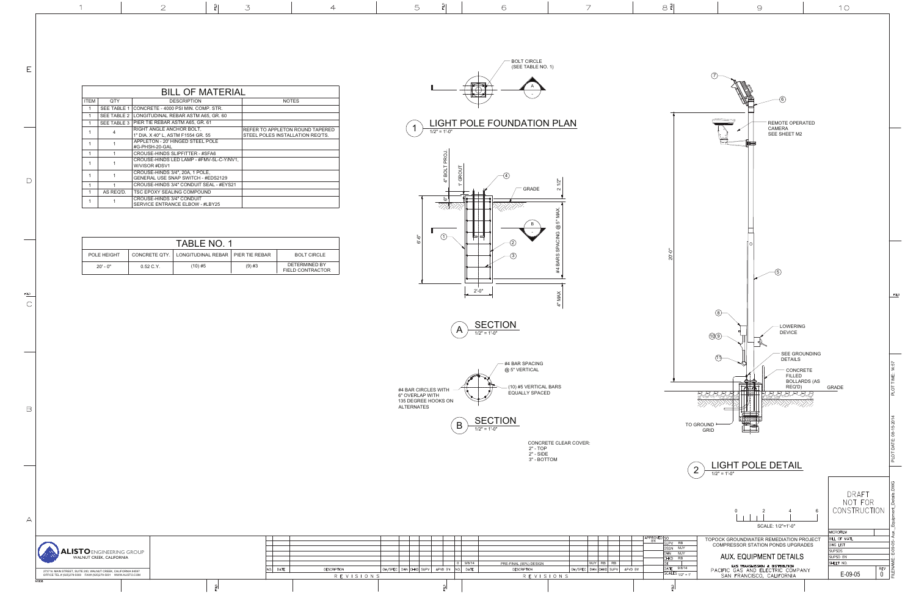## BILL OF MATERIAL

| ITEM | QTY | DESCRIPTION | NOTES |
|---|---|---|---|
| 1 | SEE TABLE 1 | CONCRETE - 4000 PSI MIN. COMP. STR. | |
| 1 | SEE TABLE 2 | LONGITUDINAL REBAR ASTM A65, GR. 60 | |
| 1 | SEE TABLE 3 | PIER TIE REBAR ASTM A65, GR. 61 | |
| 1 | 4 | RIGHT ANGLE ANCHOR BOLT, 1" DIA. X 40" L, ASTM F1554 GR. 55 | REFER TO APPLETON ROUND TAPERED STEEL POLES INSTALLATION REQ'TS. |
| 1 | 1 | APPLETON - 20' HINGED STEEL POLE #G-PHSH-20-GAL | |
| 1 | 1 | CROUSE-HINDS SLIPFITTER - #SFA6 | |
| 1 | 1 | CROUSE-HINDS LED LAMP - #FMV-5L-C-Y/NV1, W/VISOR #DSV1 | |
| 1 | 1 | CROUSE-HINDS 3/4", 20A, 1 POLE, GENERAL USE SNAP SWITCH - #EDS2129 | |
| 1 | 1 | CROUSE-HINDS 3/4" CONDUIT SEAL - #EYS21 | |
| 1 | AS REQ'D. | TSC EPOXY SEALING COMPOUND | |
| 1 | 1 | CROUSE-HINDS 3/4" CONDUIT SERVICE ENTRANCE ELBOW - #LBY25 | |

## TABLE NO. 1

| POLE HEIGHT | CONCRETE QTY. | LONGITUDINAL REBAR | PIER TIE REBAR | BOLT CIRCLE |
|---|---|---|---|---|
| 20' - 0" | 0.52 C.Y. | (10) #5 | (9) #3 | DETERMINED BY FIELD CONTRACTOR |

### 1 LIGHT POLE FOUNDATION PLAN
1/2" = 1'-0"

BOLT CIRCLE (SEE TABLE NO. 1)

### A SECTION
1/2" = 1'-0"

4" BOLT PROJ.; 1" GROUT; 6"; 6'-6"; GRADE; 2 1/2"; #4 BARS SPACING @ 5" MAX.; 4" MAX.; 2'-0"

### B SECTION
1/2" = 1'-0"

#4 BAR SPACING @ 5" VERTICAL

#4 BAR CIRCLES WITH 6" OVERLAP WITH 135 DEGREE HOOKS ON ALTERNATES

(10) #5 VERTICAL BARS EQUALLY SPACED

CONCRETE CLEAR COVER:
2" - TOP
2" - SIDE
3" - BOTTOM

### 2 LIGHT POLE DETAIL
1/2" = 1'-0"

20'-0"; REMOTE OPERATED CAMERA SEE SHEET M2; LOWERING DEVICE; SEE GROUNDING DETAILS; CONCRETE FILLED BOLLARDS (AS REQ'D); GRADE; TO GROUND GRID

SCALE: 1/2"=1'-0"

DRAFT NOT FOR CONSTRUCTION

ALISTO ENGINEERING GROUP
WALNUT CREEK, CALIFORNIA
2737 N. MAIN STREET, SUITE 200, WALNUT CREEK, CALIFORNIA 94597
OFFICE TEL # (925)279-5000 FAX# (925)279-5001 WWW.ALISTO.COM

| NO. | DATE | DESCRIPTION | GM/SPEC | DWN | CHKD | SUPV | APVD BY |
|---|---|---|---|---|---|---|---|
| 0 | 9/8/14 | PRE-FINAL (90%) DESIGN | | MJY | RB | RB | |

SUPV RB; DSGN MJY; DWN MJY; CHKD RB; DATE 9/8/14; SCALES 1/2" = 1'

TOPOCK GROUNDWATER REMEDIATION PROJECT
COMPRESSOR STATION PONDS UPGRADES

AUX. EQUIPMENT DETAILS

GAS TRANSMISSION & DISTRIBUTION
PACIFIC GAS AND ELECTRIC COMPANY
SAN FRANCISCO, CALIFORNIA

SHEET NO. E-09-05 REV 0

FILENAME: E-09-05-Aux_Equipment_Details.DWG
PLOT DATE: 08-15-2014 PLOT TIME: 14:57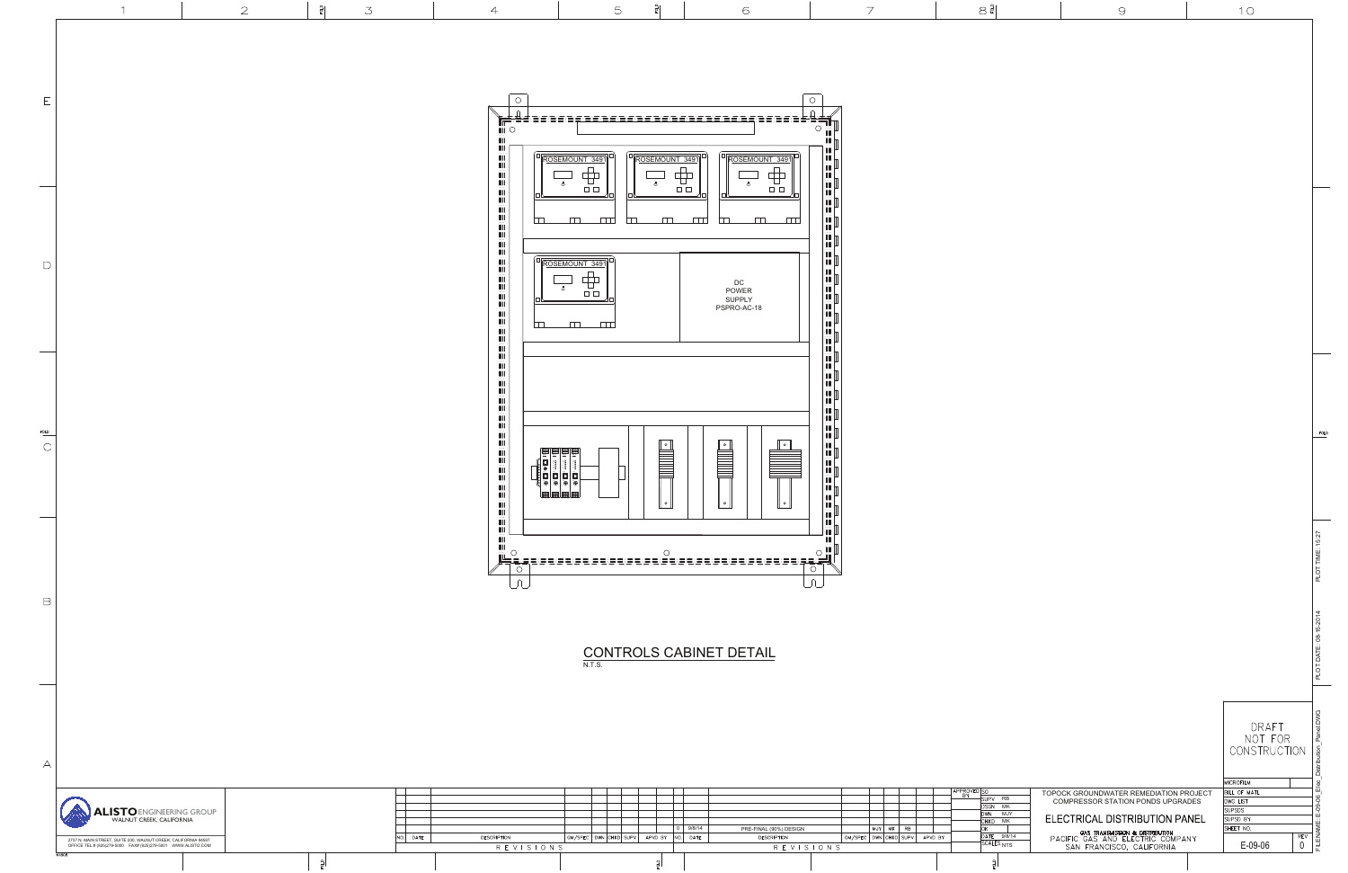ROSEMOUNT 3491

ROSEMOUNT 3491

ROSEMOUNT 3491

ROSEMOUNT 3491

DC
POWER
SUPPLY
PSPRO-AC-18

## CONTROLS CABINET DETAIL

N.T.S.

DRAFT
NOT FOR
CONSTRUCTION

| NO. | DATE | DESCRIPTION | GM/SPEC | DWN | CHKD | SUPV | APVD BY |
|---|---|---|---|---|---|---|---|
| 0 | 9/8/14 | PRE-FINAL (90%) DESIGN | | MJY | MK | RB | |

REVISIONS

| | |
|---|---|
| APPROVED BY | SO |
| SUPV | RB |
| DSGN | MK |
| DWN | MJY |
| CHKD | MK |
| OK | |
| DATE | 9/8/14 |
| SCALE | NTS |

TOPOCK GROUNDWATER REMEDIATION PROJECT
COMPRESSOR STATION PONDS UPGRADES

ELECTRICAL DISTRIBUTION PANEL

GAS TRANSMISSION & DISTRIBUTION
PACIFIC GAS AND ELECTRIC COMPANY
SAN FRANCISCO, CALIFORNIA

ALISTO ENGINEERING GROUP
WALNUT CREEK, CALIFORNIA

2737 N. MAIN STREET, SUITE 200, WALNUT CREEK, CALIFORNIA 94597
OFFICE TEL # (925)279-5000 FAX# (925)279-5001 WWW.ALISTO.COM

MICROFILM
BILL OF MATL
DWG LIST
SUPSDS
SUPSD BY
SHEET NO.

E-09-06 REV 0

FILENAME: E-09-06_Elec_Distribution_Panel.DWG
PLOT DATE: 08-15-2014
PLOT TIME: 15:27